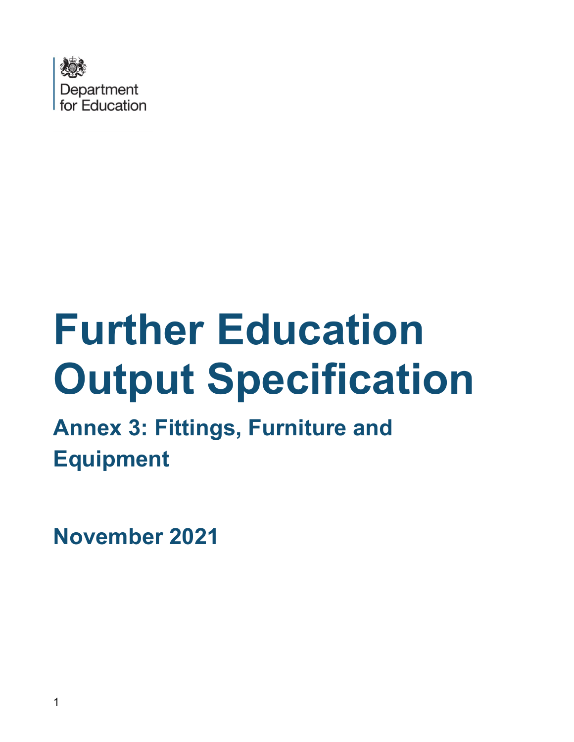Department for Education

# Further Education Output Specification

## Annex 3: Fittings, Furniture and Equipment

**November 2021**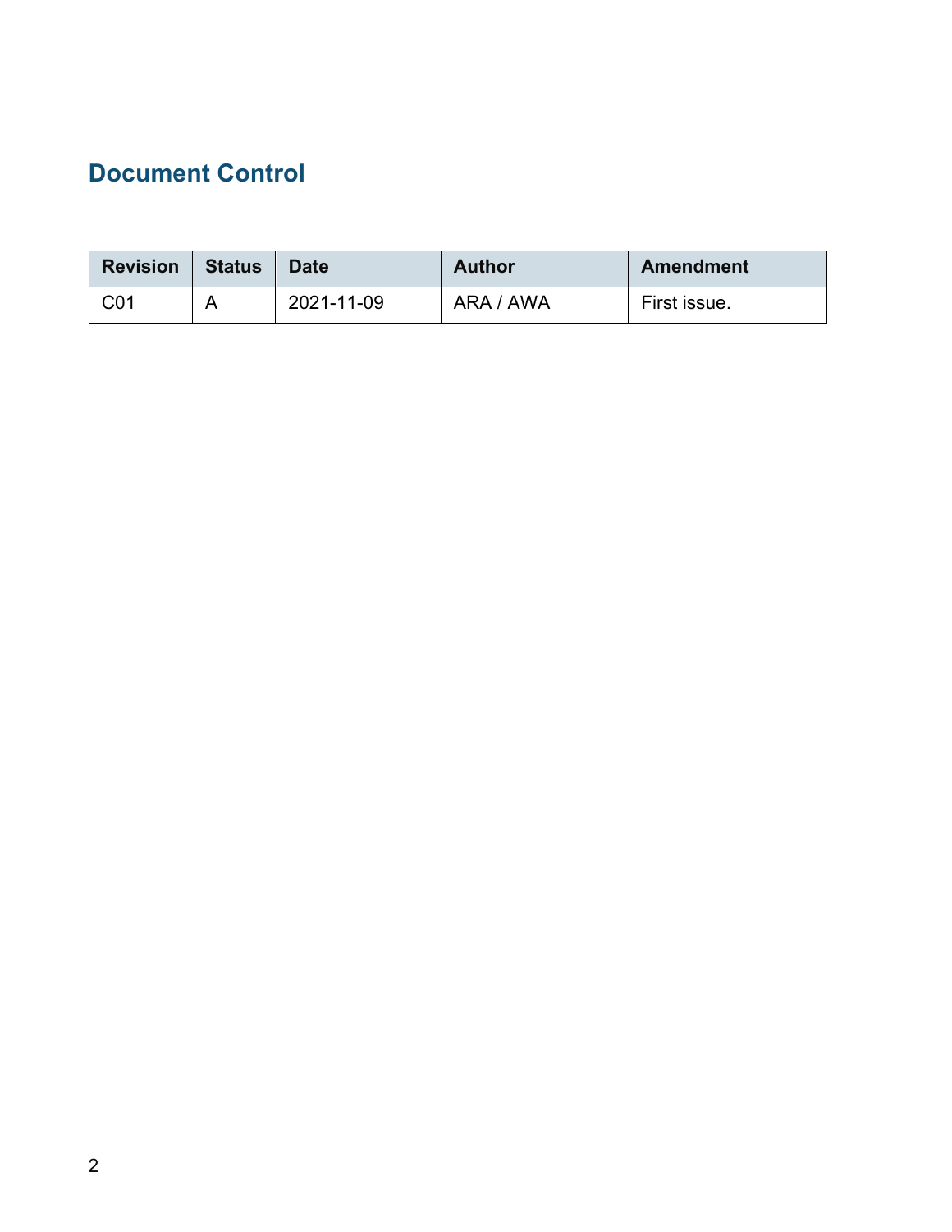# Document Control

| Revision | Status | Date | Author | Amendment |
| --- | --- | --- | --- | --- |
| C01 | A | 2021-11-09 | ARA / AWA | First issue. |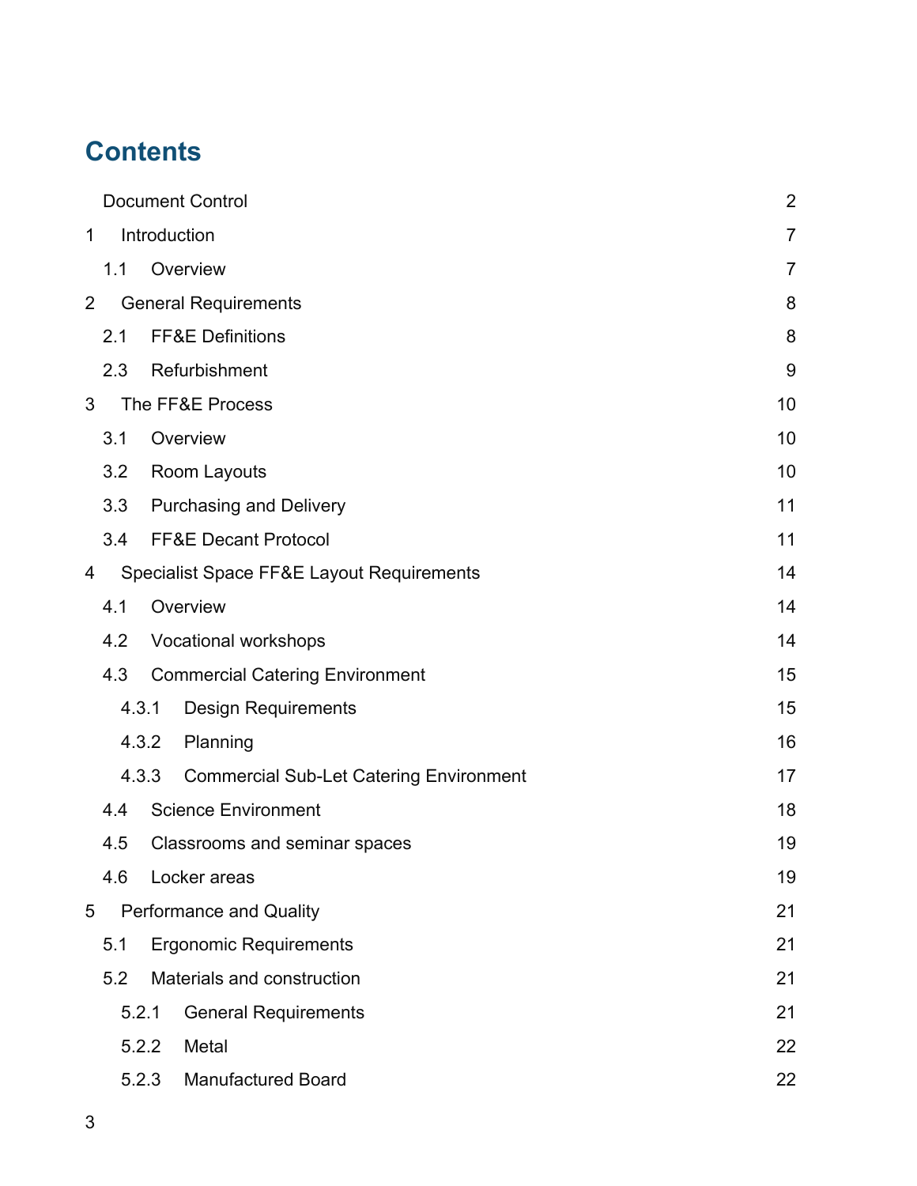# Contents

| | | |
|---|---|---|
| | Document Control | 2 |
| 1 | Introduction | 7 |
| 1.1 | Overview | 7 |
| 2 | General Requirements | 8 |
| 2.1 | FF&E Definitions | 8 |
| 2.3 | Refurbishment | 9 |
| 3 | The FF&E Process | 10 |
| 3.1 | Overview | 10 |
| 3.2 | Room Layouts | 10 |
| 3.3 | Purchasing and Delivery | 11 |
| 3.4 | FF&E Decant Protocol | 11 |
| 4 | Specialist Space FF&E Layout Requirements | 14 |
| 4.1 | Overview | 14 |
| 4.2 | Vocational workshops | 14 |
| 4.3 | Commercial Catering Environment | 15 |
| 4.3.1 | Design Requirements | 15 |
| 4.3.2 | Planning | 16 |
| 4.3.3 | Commercial Sub-Let Catering Environment | 17 |
| 4.4 | Science Environment | 18 |
| 4.5 | Classrooms and seminar spaces | 19 |
| 4.6 | Locker areas | 19 |
| 5 | Performance and Quality | 21 |
| 5.1 | Ergonomic Requirements | 21 |
| 5.2 | Materials and construction | 21 |
| 5.2.1 | General Requirements | 21 |
| 5.2.2 | Metal | 22 |
| 5.2.3 | Manufactured Board | 22 |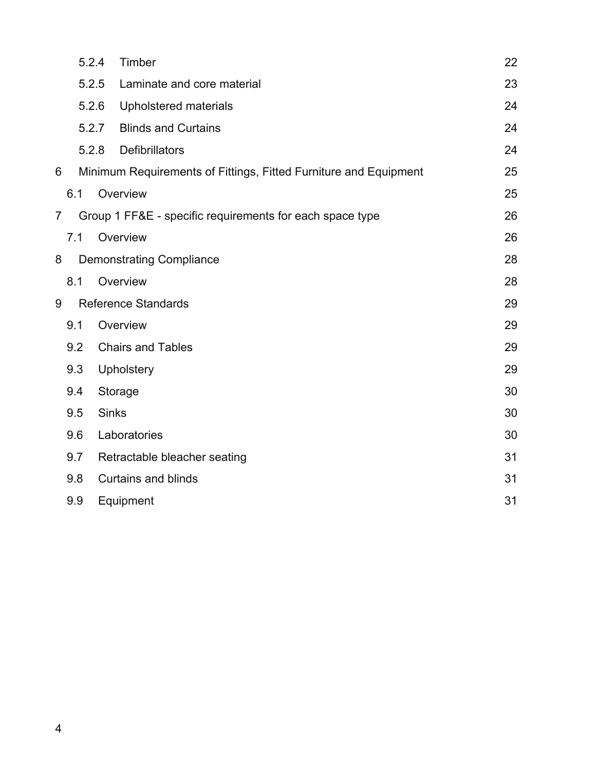| | | |
|---|---|---|
| 5.2.4 | Timber | 22 |
| 5.2.5 | Laminate and core material | 23 |
| 5.2.6 | Upholstered materials | 24 |
| 5.2.7 | Blinds and Curtains | 24 |
| 5.2.8 | Defibrillators | 24 |
| 6 | Minimum Requirements of Fittings, Fitted Furniture and Equipment | 25 |
| 6.1 | Overview | 25 |
| 7 | Group 1 FF&E - specific requirements for each space type | 26 |
| 7.1 | Overview | 26 |
| 8 | Demonstrating Compliance | 28 |
| 8.1 | Overview | 28 |
| 9 | Reference Standards | 29 |
| 9.1 | Overview | 29 |
| 9.2 | Chairs and Tables | 29 |
| 9.3 | Upholstery | 29 |
| 9.4 | Storage | 30 |
| 9.5 | Sinks | 30 |
| 9.6 | Laboratories | 30 |
| 9.7 | Retractable bleacher seating | 31 |
| 9.8 | Curtains and blinds | 31 |
| 9.9 | Equipment | 31 |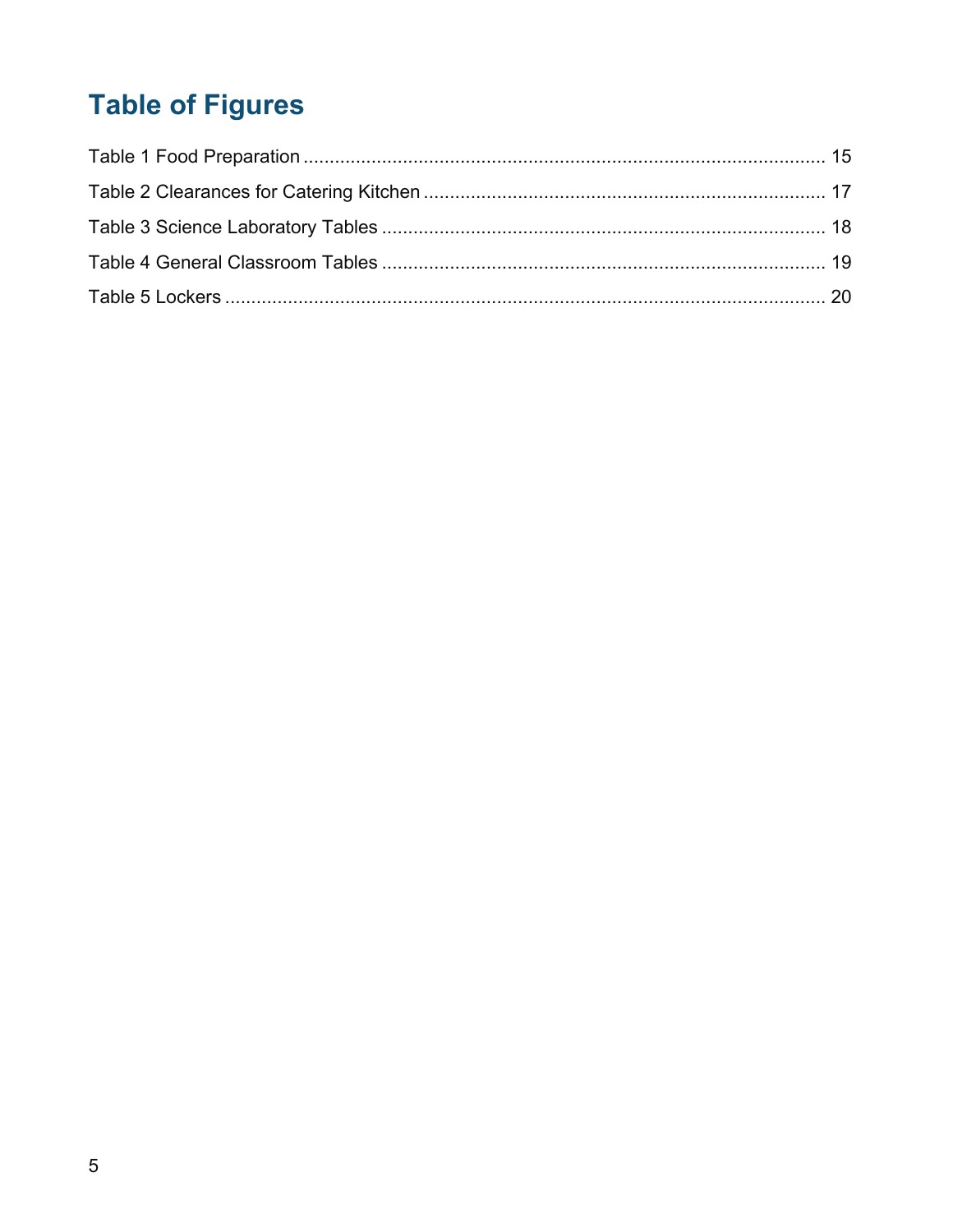# Table of Figures

Table 1 Food Preparation ........................................................................................................ 15

Table 2 Clearances for Catering Kitchen ................................................................................ 17

Table 3 Science Laboratory Tables ......................................................................................... 18

Table 4 General Classroom Tables ........................................................................................ 19

Table 5 Lockers ...................................................................................................................... 20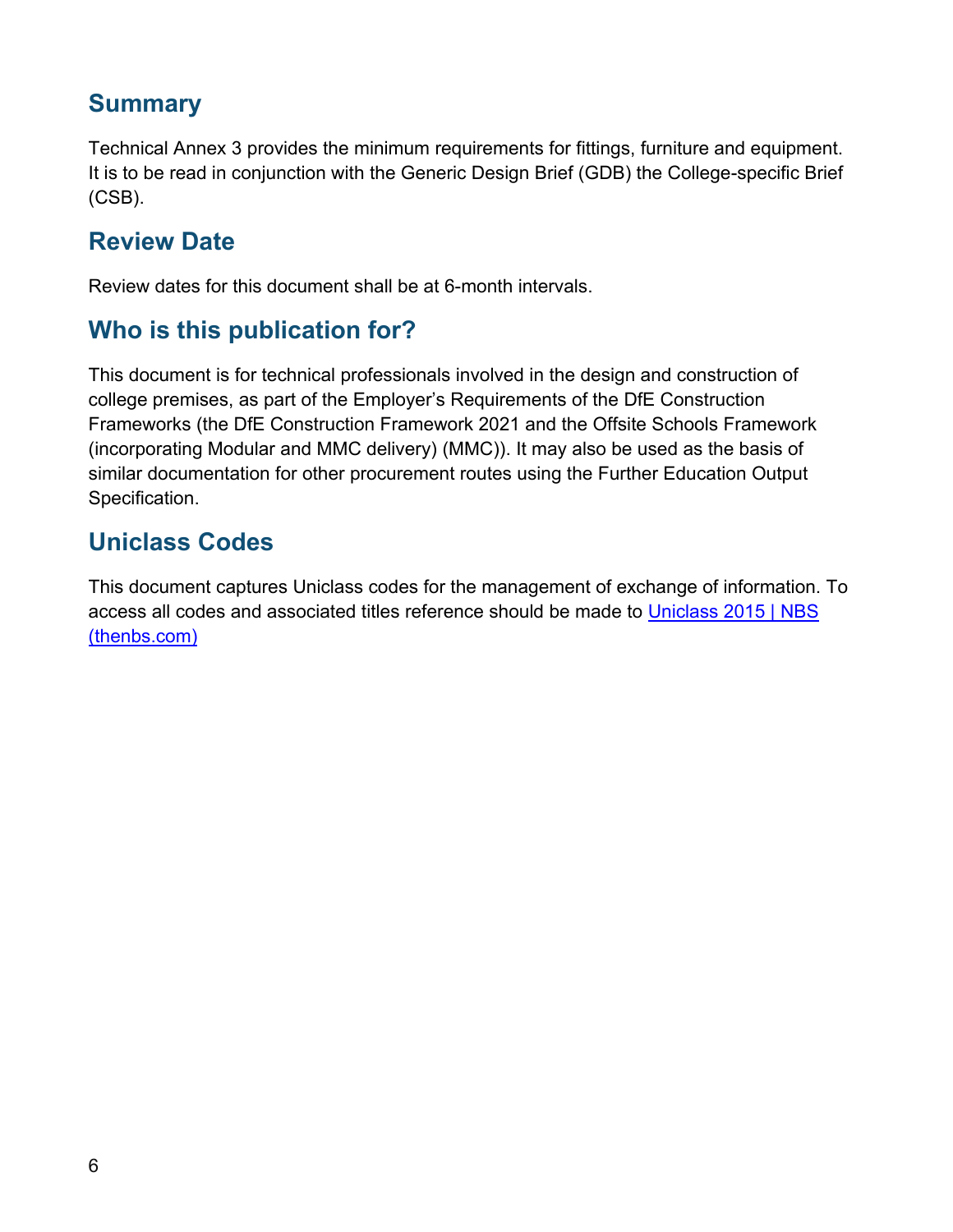## Summary

Technical Annex 3 provides the minimum requirements for fittings, furniture and equipment. It is to be read in conjunction with the Generic Design Brief (GDB) the College-specific Brief (CSB).

## Review Date

Review dates for this document shall be at 6-month intervals.

## Who is this publication for?

This document is for technical professionals involved in the design and construction of college premises, as part of the Employer's Requirements of the DfE Construction Frameworks (the DfE Construction Framework 2021 and the Offsite Schools Framework (incorporating Modular and MMC delivery) (MMC)). It may also be used as the basis of similar documentation for other procurement routes using the Further Education Output Specification.

## Uniclass Codes

This document captures Uniclass codes for the management of exchange of information. To access all codes and associated titles reference should be made to [Uniclass 2015 | NBS (thenbs.com)](https://www.thenbs.com/our-tools/uniclass-2015)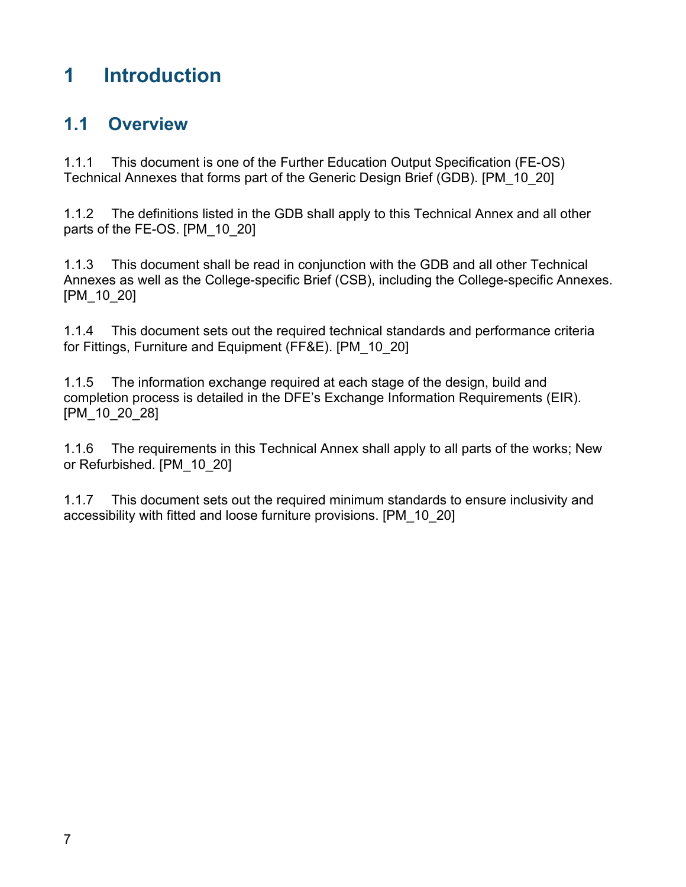# 1 Introduction

## 1.1 Overview

1.1.1 This document is one of the Further Education Output Specification (FE-OS) Technical Annexes that forms part of the Generic Design Brief (GDB). [PM_10_20]

1.1.2 The definitions listed in the GDB shall apply to this Technical Annex and all other parts of the FE-OS. [PM_10_20]

1.1.3 This document shall be read in conjunction with the GDB and all other Technical Annexes as well as the College-specific Brief (CSB), including the College-specific Annexes. [PM_10_20]

1.1.4 This document sets out the required technical standards and performance criteria for Fittings, Furniture and Equipment (FF&E). [PM_10_20]

1.1.5 The information exchange required at each stage of the design, build and completion process is detailed in the DFE's Exchange Information Requirements (EIR). [PM_10_20_28]

1.1.6 The requirements in this Technical Annex shall apply to all parts of the works; New or Refurbished. [PM_10_20]

1.1.7 This document sets out the required minimum standards to ensure inclusivity and accessibility with fitted and loose furniture provisions. [PM_10_20]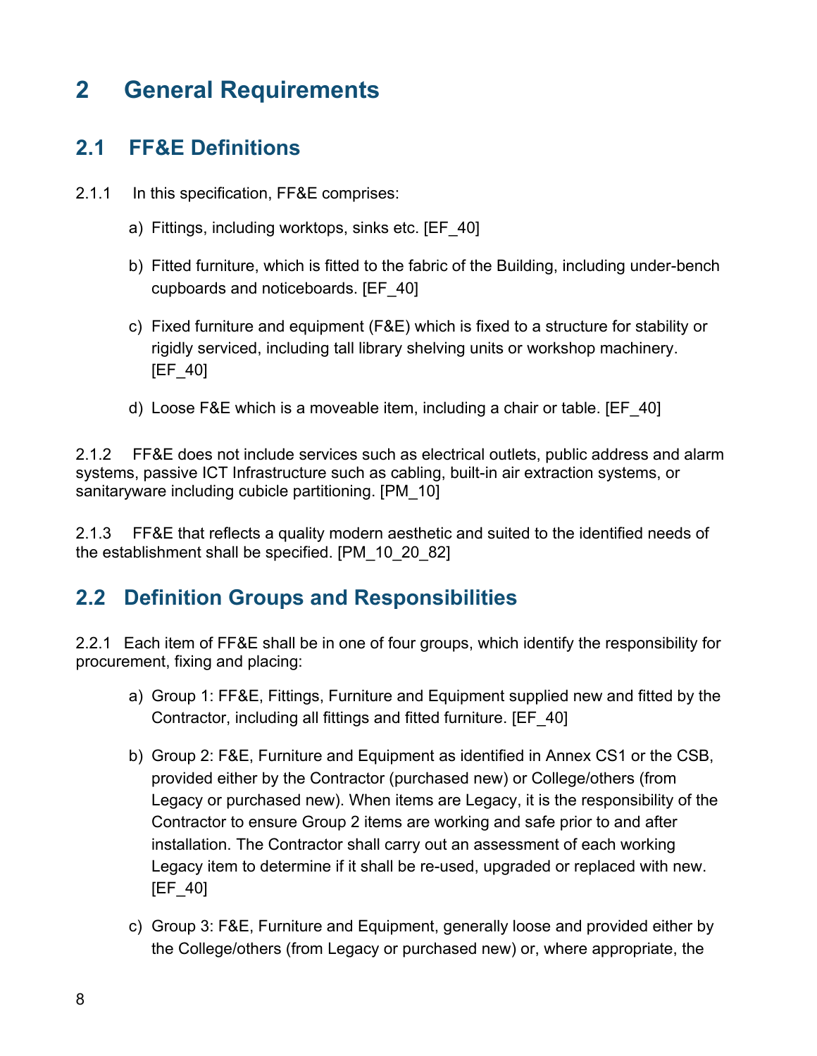# 2 General Requirements

## 2.1 FF&E Definitions

2.1.1 In this specification, FF&E comprises:

a) Fittings, including worktops, sinks etc. [EF_40]

b) Fitted furniture, which is fitted to the fabric of the Building, including under-bench cupboards and noticeboards. [EF_40]

c) Fixed furniture and equipment (F&E) which is fixed to a structure for stability or rigidly serviced, including tall library shelving units or workshop machinery. [EF_40]

d) Loose F&E which is a moveable item, including a chair or table. [EF_40]

2.1.2 FF&E does not include services such as electrical outlets, public address and alarm systems, passive ICT Infrastructure such as cabling, built-in air extraction systems, or sanitaryware including cubicle partitioning. [PM_10]

2.1.3 FF&E that reflects a quality modern aesthetic and suited to the identified needs of the establishment shall be specified. [PM_10_20_82]

## 2.2 Definition Groups and Responsibilities

2.2.1 Each item of FF&E shall be in one of four groups, which identify the responsibility for procurement, fixing and placing:

a) Group 1: FF&E, Fittings, Furniture and Equipment supplied new and fitted by the Contractor, including all fittings and fitted furniture. [EF_40]

b) Group 2: F&E, Furniture and Equipment as identified in Annex CS1 or the CSB, provided either by the Contractor (purchased new) or College/others (from Legacy or purchased new). When items are Legacy, it is the responsibility of the Contractor to ensure Group 2 items are working and safe prior to and after installation. The Contractor shall carry out an assessment of each working Legacy item to determine if it shall be re-used, upgraded or replaced with new. [EF_40]

c) Group 3: F&E, Furniture and Equipment, generally loose and provided either by the College/others (from Legacy or purchased new) or, where appropriate, the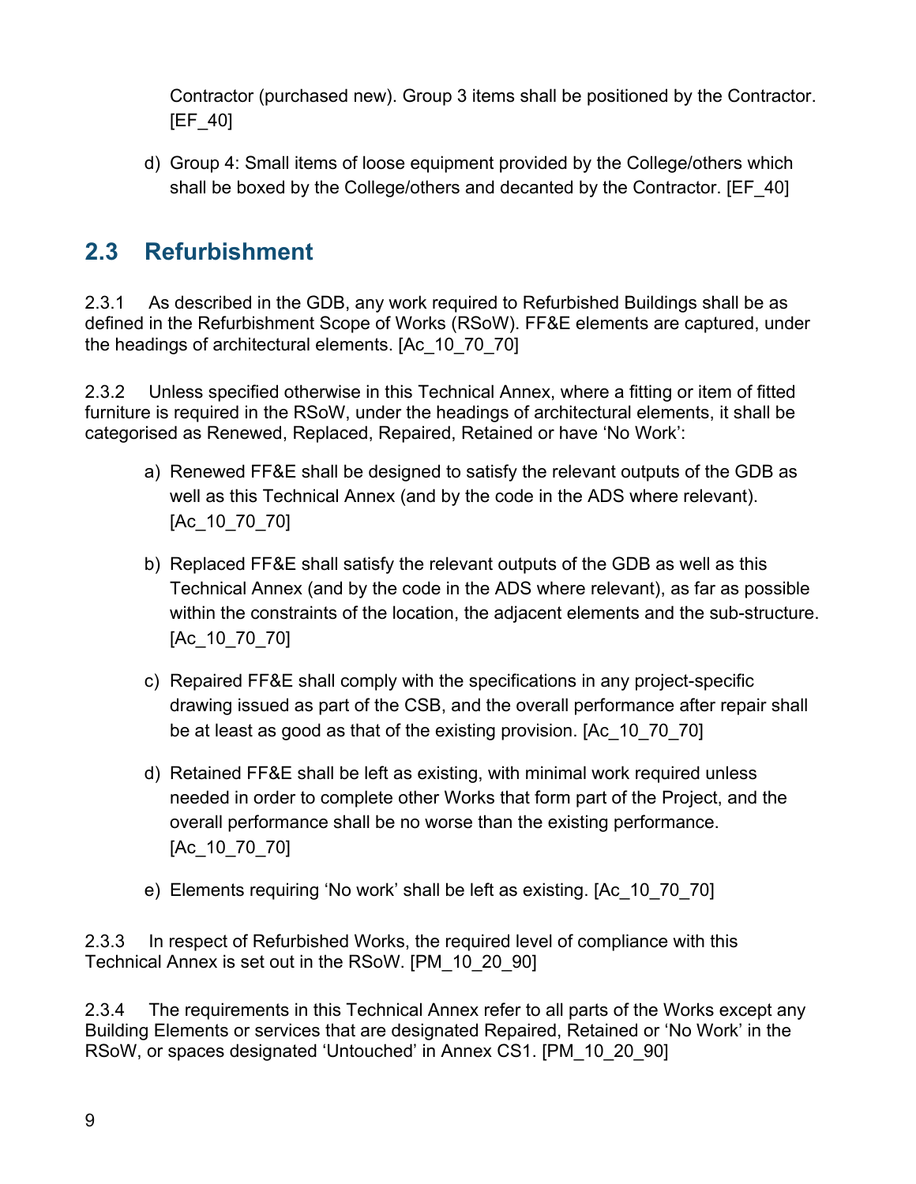Contractor (purchased new). Group 3 items shall be positioned by the Contractor. [EF_40]

d) Group 4: Small items of loose equipment provided by the College/others which shall be boxed by the College/others and decanted by the Contractor. [EF_40]

## 2.3 Refurbishment

2.3.1 As described in the GDB, any work required to Refurbished Buildings shall be as defined in the Refurbishment Scope of Works (RSoW). FF&E elements are captured, under the headings of architectural elements. [Ac_10_70_70]

2.3.2 Unless specified otherwise in this Technical Annex, where a fitting or item of fitted furniture is required in the RSoW, under the headings of architectural elements, it shall be categorised as Renewed, Replaced, Repaired, Retained or have 'No Work':

a) Renewed FF&E shall be designed to satisfy the relevant outputs of the GDB as well as this Technical Annex (and by the code in the ADS where relevant). [Ac_10_70_70]

b) Replaced FF&E shall satisfy the relevant outputs of the GDB as well as this Technical Annex (and by the code in the ADS where relevant), as far as possible within the constraints of the location, the adjacent elements and the sub-structure. [Ac_10_70_70]

c) Repaired FF&E shall comply with the specifications in any project-specific drawing issued as part of the CSB, and the overall performance after repair shall be at least as good as that of the existing provision. [Ac_10_70_70]

d) Retained FF&E shall be left as existing, with minimal work required unless needed in order to complete other Works that form part of the Project, and the overall performance shall be no worse than the existing performance. [Ac_10_70_70]

e) Elements requiring 'No work' shall be left as existing. [Ac_10_70_70]

2.3.3 In respect of Refurbished Works, the required level of compliance with this Technical Annex is set out in the RSoW. [PM_10_20_90]

2.3.4 The requirements in this Technical Annex refer to all parts of the Works except any Building Elements or services that are designated Repaired, Retained or 'No Work' in the RSoW, or spaces designated 'Untouched' in Annex CS1. [PM_10_20_90]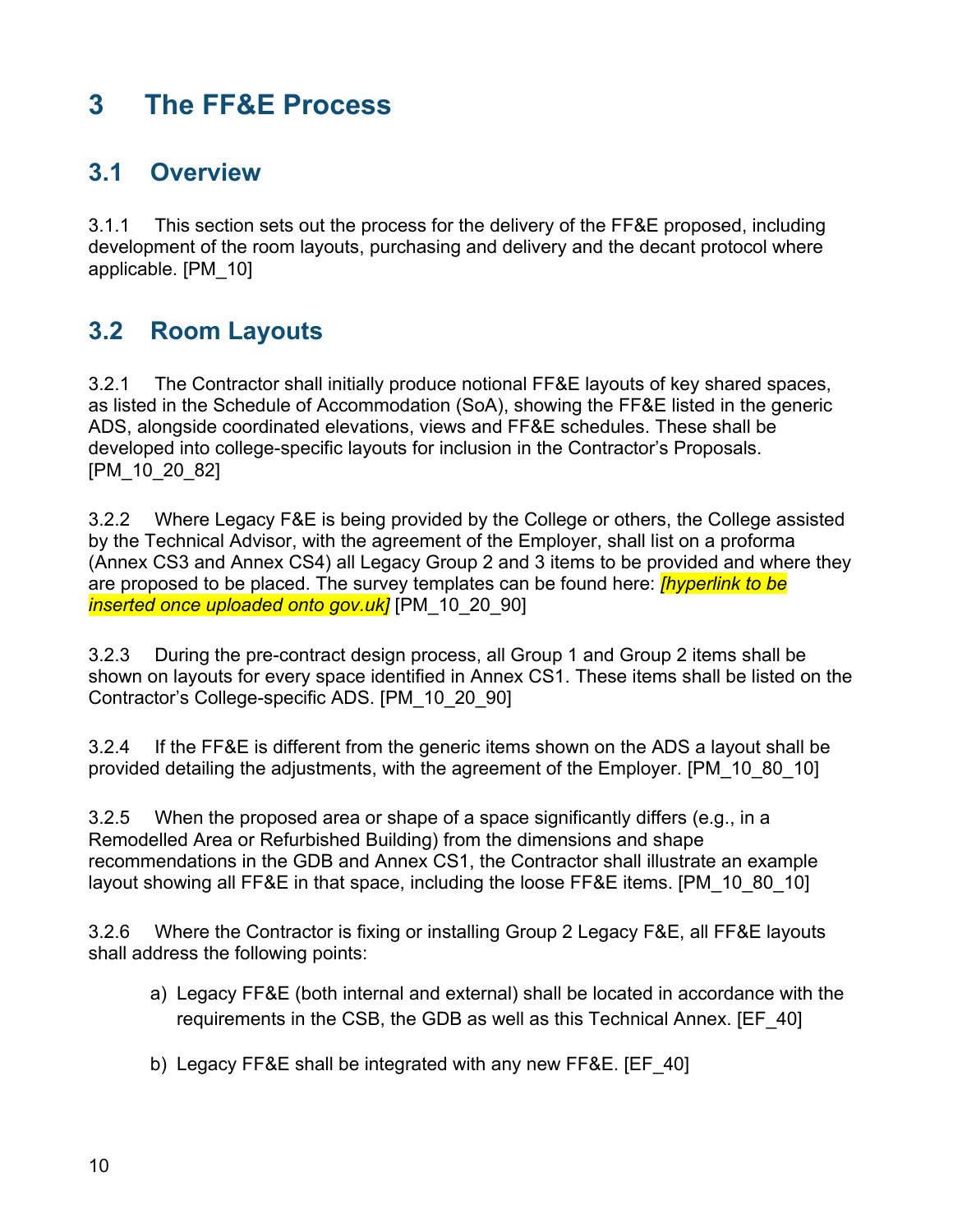# 3 The FF&E Process

## 3.1 Overview

3.1.1 This section sets out the process for the delivery of the FF&E proposed, including development of the room layouts, purchasing and delivery and the decant protocol where applicable. [PM_10]

## 3.2 Room Layouts

3.2.1 The Contractor shall initially produce notional FF&E layouts of key shared spaces, as listed in the Schedule of Accommodation (SoA), showing the FF&E listed in the generic ADS, alongside coordinated elevations, views and FF&E schedules. These shall be developed into college-specific layouts for inclusion in the Contractor's Proposals. [PM_10_20_82]

3.2.2 Where Legacy F&E is being provided by the College or others, the College assisted by the Technical Advisor, with the agreement of the Employer, shall list on a proforma (Annex CS3 and Annex CS4) all Legacy Group 2 and 3 items to be provided and where they are proposed to be placed. The survey templates can be found here: *[hyperlink to be inserted once uploaded onto gov.uk]* [PM_10_20_90]

3.2.3 During the pre-contract design process, all Group 1 and Group 2 items shall be shown on layouts for every space identified in Annex CS1. These items shall be listed on the Contractor's College-specific ADS. [PM_10_20_90]

3.2.4 If the FF&E is different from the generic items shown on the ADS a layout shall be provided detailing the adjustments, with the agreement of the Employer. [PM_10_80_10]

3.2.5 When the proposed area or shape of a space significantly differs (e.g., in a Remodelled Area or Refurbished Building) from the dimensions and shape recommendations in the GDB and Annex CS1, the Contractor shall illustrate an example layout showing all FF&E in that space, including the loose FF&E items. [PM_10_80_10]

3.2.6 Where the Contractor is fixing or installing Group 2 Legacy F&E, all FF&E layouts shall address the following points:

a) Legacy FF&E (both internal and external) shall be located in accordance with the requirements in the CSB, the GDB as well as this Technical Annex. [EF_40]

b) Legacy FF&E shall be integrated with any new FF&E. [EF_40]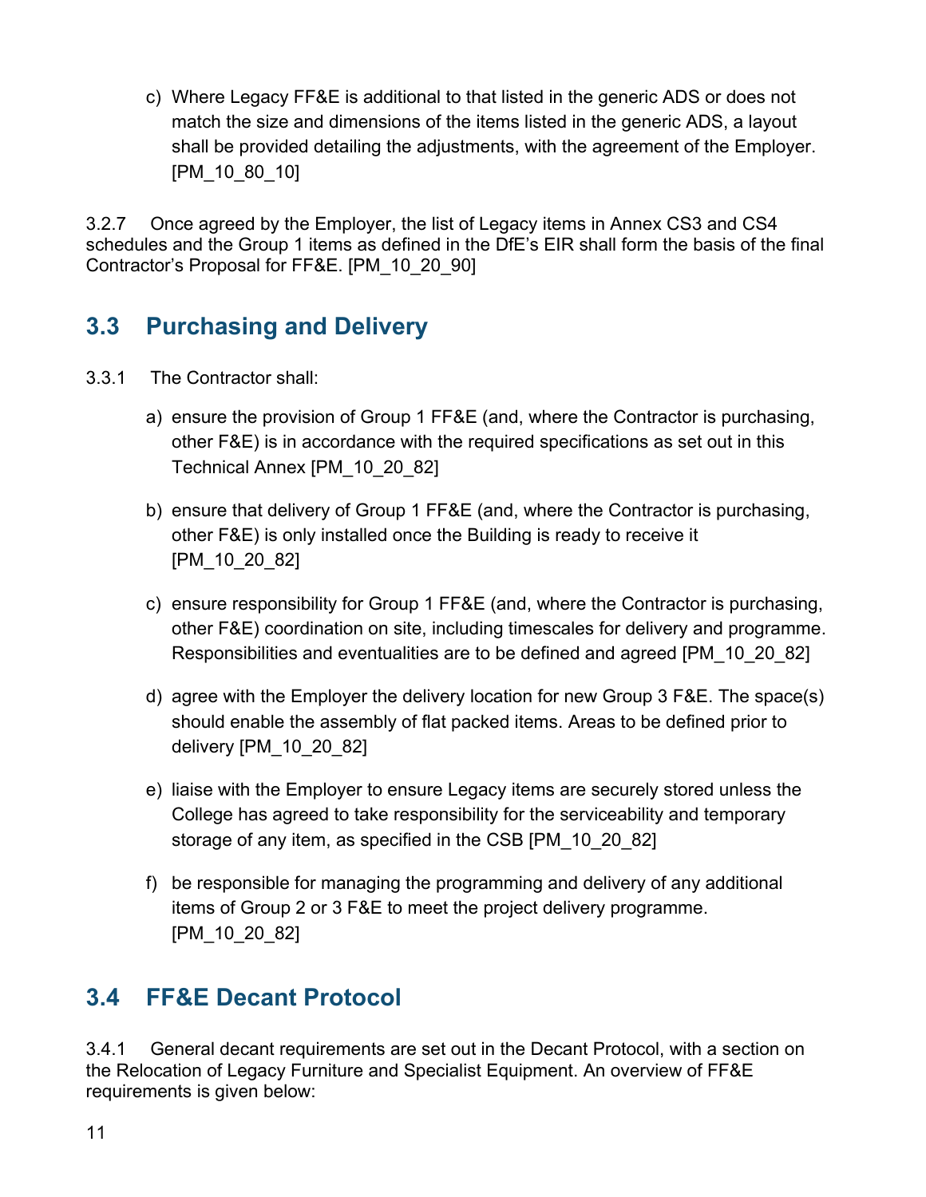c) Where Legacy FF&E is additional to that listed in the generic ADS or does not match the size and dimensions of the items listed in the generic ADS, a layout shall be provided detailing the adjustments, with the agreement of the Employer. [PM_10_80_10]

3.2.7 Once agreed by the Employer, the list of Legacy items in Annex CS3 and CS4 schedules and the Group 1 items as defined in the DfE's EIR shall form the basis of the final Contractor's Proposal for FF&E. [PM_10_20_90]

## 3.3 Purchasing and Delivery

3.3.1 The Contractor shall:

a) ensure the provision of Group 1 FF&E (and, where the Contractor is purchasing, other F&E) is in accordance with the required specifications as set out in this Technical Annex [PM_10_20_82]

b) ensure that delivery of Group 1 FF&E (and, where the Contractor is purchasing, other F&E) is only installed once the Building is ready to receive it [PM_10_20_82]

c) ensure responsibility for Group 1 FF&E (and, where the Contractor is purchasing, other F&E) coordination on site, including timescales for delivery and programme. Responsibilities and eventualities are to be defined and agreed [PM_10_20_82]

d) agree with the Employer the delivery location for new Group 3 F&E. The space(s) should enable the assembly of flat packed items. Areas to be defined prior to delivery [PM_10_20_82]

e) liaise with the Employer to ensure Legacy items are securely stored unless the College has agreed to take responsibility for the serviceability and temporary storage of any item, as specified in the CSB [PM_10_20_82]

f) be responsible for managing the programming and delivery of any additional items of Group 2 or 3 F&E to meet the project delivery programme. [PM_10_20_82]

## 3.4 FF&E Decant Protocol

3.4.1 General decant requirements are set out in the Decant Protocol, with a section on the Relocation of Legacy Furniture and Specialist Equipment. An overview of FF&E requirements is given below: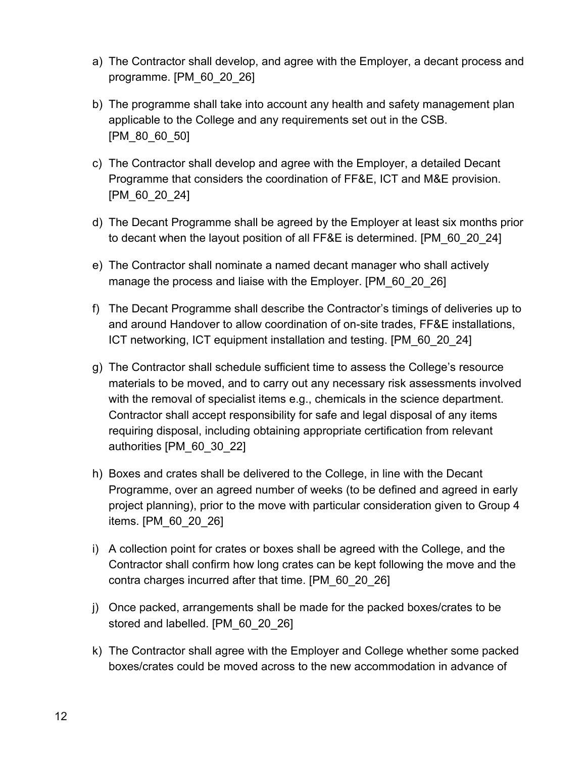a) The Contractor shall develop, and agree with the Employer, a decant process and programme. [PM_60_20_26]

b) The programme shall take into account any health and safety management plan applicable to the College and any requirements set out in the CSB. [PM_80_60_50]

c) The Contractor shall develop and agree with the Employer, a detailed Decant Programme that considers the coordination of FF&E, ICT and M&E provision. [PM_60_20_24]

d) The Decant Programme shall be agreed by the Employer at least six months prior to decant when the layout position of all FF&E is determined. [PM_60_20_24]

e) The Contractor shall nominate a named decant manager who shall actively manage the process and liaise with the Employer. [PM_60_20_26]

f) The Decant Programme shall describe the Contractor's timings of deliveries up to and around Handover to allow coordination of on-site trades, FF&E installations, ICT networking, ICT equipment installation and testing. [PM_60_20_24]

g) The Contractor shall schedule sufficient time to assess the College's resource materials to be moved, and to carry out any necessary risk assessments involved with the removal of specialist items e.g., chemicals in the science department. Contractor shall accept responsibility for safe and legal disposal of any items requiring disposal, including obtaining appropriate certification from relevant authorities [PM_60_30_22]

h) Boxes and crates shall be delivered to the College, in line with the Decant Programme, over an agreed number of weeks (to be defined and agreed in early project planning), prior to the move with particular consideration given to Group 4 items. [PM_60_20_26]

i) A collection point for crates or boxes shall be agreed with the College, and the Contractor shall confirm how long crates can be kept following the move and the contra charges incurred after that time. [PM_60_20_26]

j) Once packed, arrangements shall be made for the packed boxes/crates to be stored and labelled. [PM_60_20_26]

k) The Contractor shall agree with the Employer and College whether some packed boxes/crates could be moved across to the new accommodation in advance of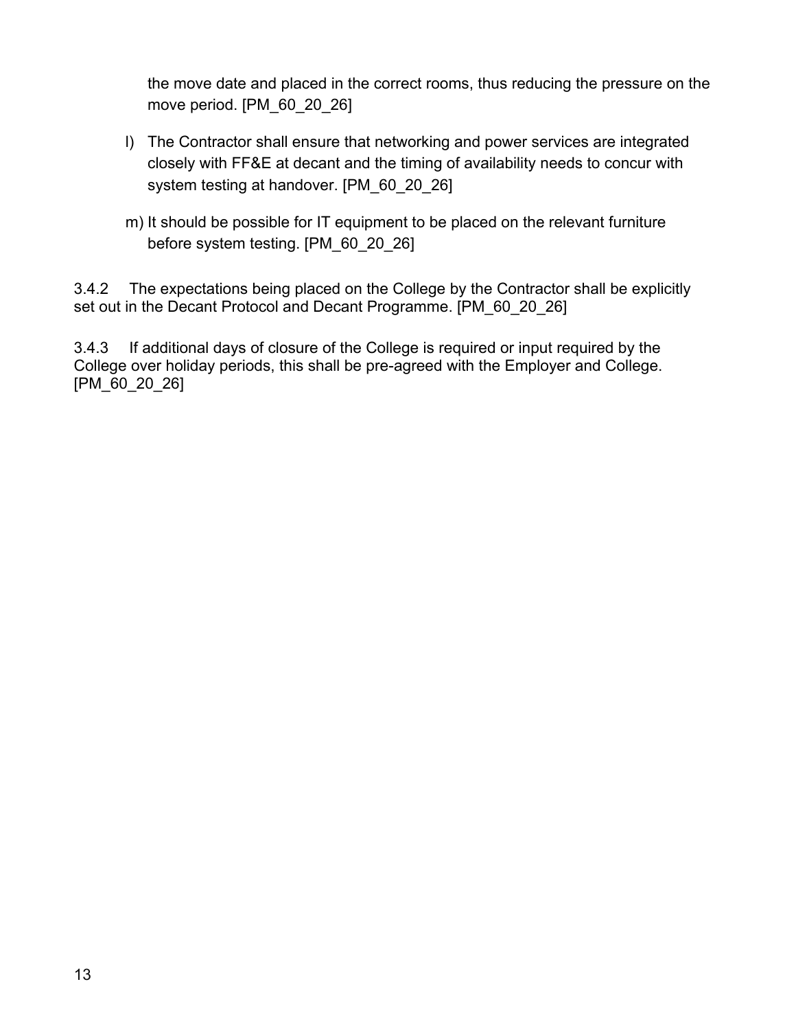the move date and placed in the correct rooms, thus reducing the pressure on the move period. [PM_60_20_26]

l) The Contractor shall ensure that networking and power services are integrated closely with FF&E at decant and the timing of availability needs to concur with system testing at handover. [PM_60_20_26]

m) It should be possible for IT equipment to be placed on the relevant furniture before system testing. [PM_60_20_26]

3.4.2 The expectations being placed on the College by the Contractor shall be explicitly set out in the Decant Protocol and Decant Programme. [PM_60_20_26]

3.4.3 If additional days of closure of the College is required or input required by the College over holiday periods, this shall be pre-agreed with the Employer and College. [PM_60_20_26]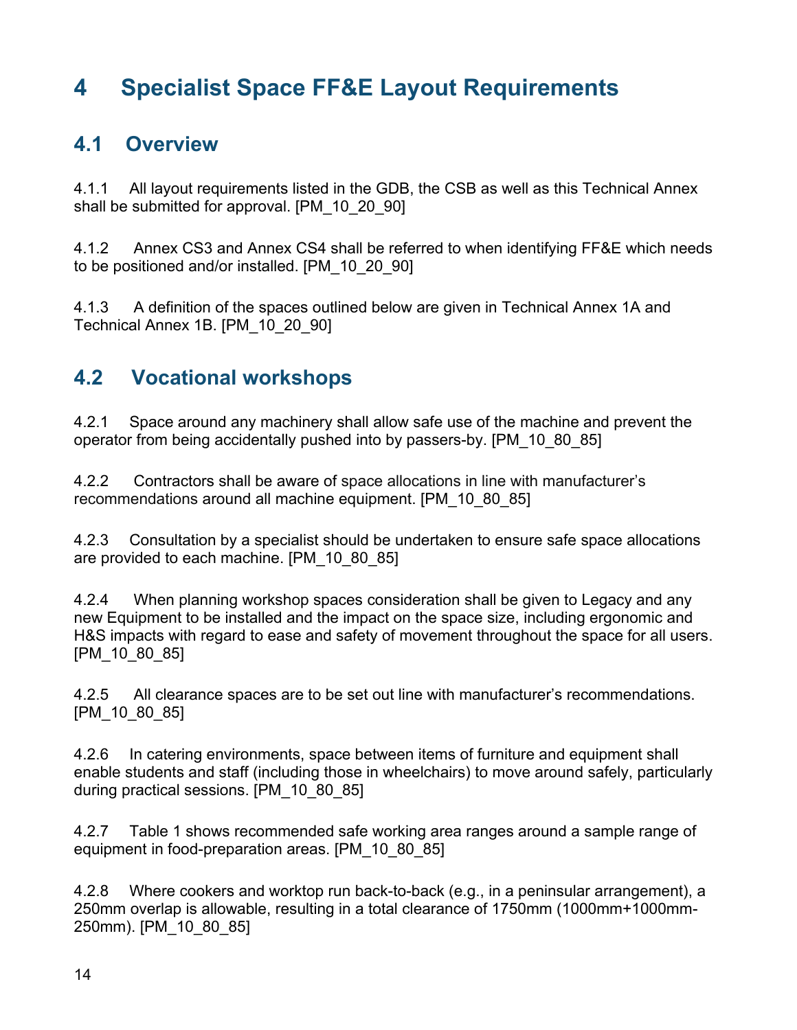# 4 Specialist Space FF&E Layout Requirements

## 4.1 Overview

4.1.1 All layout requirements listed in the GDB, the CSB as well as this Technical Annex shall be submitted for approval. [PM_10_20_90]

4.1.2 Annex CS3 and Annex CS4 shall be referred to when identifying FF&E which needs to be positioned and/or installed. [PM_10_20_90]

4.1.3 A definition of the spaces outlined below are given in Technical Annex 1A and Technical Annex 1B. [PM_10_20_90]

## 4.2 Vocational workshops

4.2.1 Space around any machinery shall allow safe use of the machine and prevent the operator from being accidentally pushed into by passers-by. [PM_10_80_85]

4.2.2 Contractors shall be aware of space allocations in line with manufacturer's recommendations around all machine equipment. [PM_10_80_85]

4.2.3 Consultation by a specialist should be undertaken to ensure safe space allocations are provided to each machine. [PM_10_80_85]

4.2.4 When planning workshop spaces consideration shall be given to Legacy and any new Equipment to be installed and the impact on the space size, including ergonomic and H&S impacts with regard to ease and safety of movement throughout the space for all users. [PM_10_80_85]

4.2.5 All clearance spaces are to be set out line with manufacturer's recommendations. [PM_10_80_85]

4.2.6 In catering environments, space between items of furniture and equipment shall enable students and staff (including those in wheelchairs) to move around safely, particularly during practical sessions. [PM_10_80_85]

4.2.7 Table 1 shows recommended safe working area ranges around a sample range of equipment in food-preparation areas. [PM_10_80_85]

4.2.8 Where cookers and worktop run back-to-back (e.g., in a peninsular arrangement), a 250mm overlap is allowable, resulting in a total clearance of 1750mm (1000mm+1000mm-250mm). [PM_10_80_85]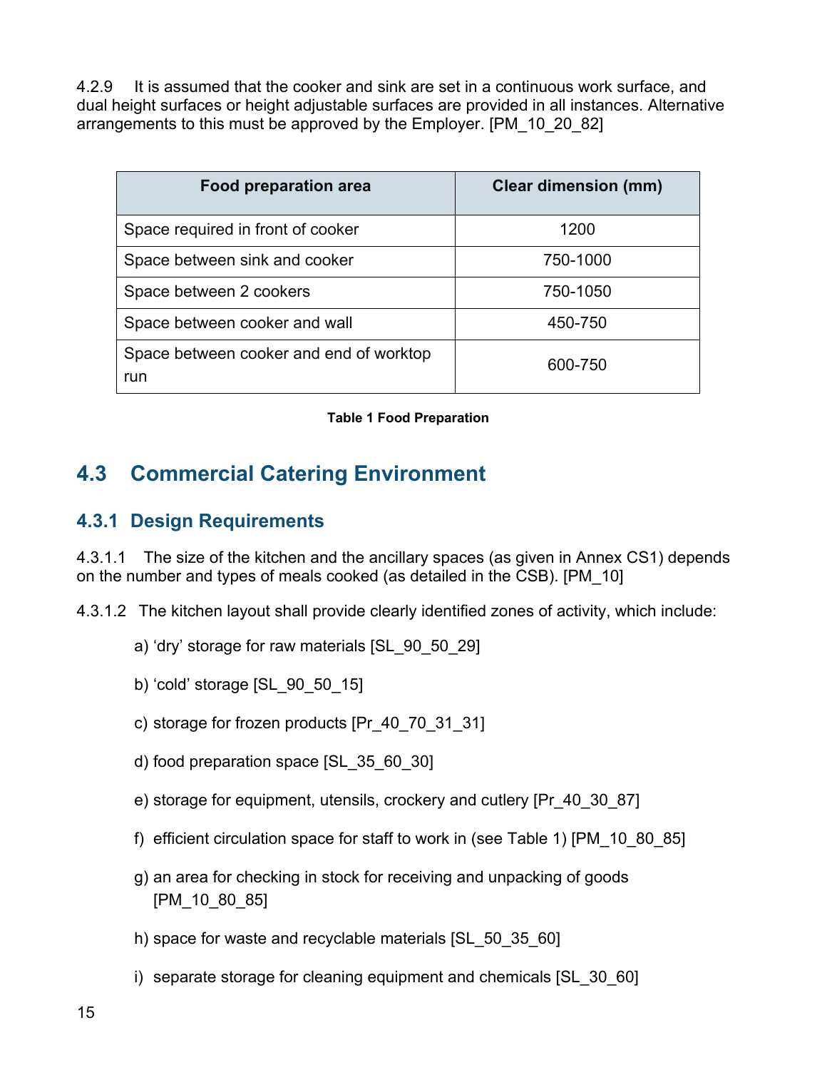4.2.9 It is assumed that the cooker and sink are set in a continuous work surface, and dual height surfaces or height adjustable surfaces are provided in all instances. Alternative arrangements to this must be approved by the Employer. [PM_10_20_82]

| Food preparation area | Clear dimension (mm) |
|---|---|
| Space required in front of cooker | 1200 |
| Space between sink and cooker | 750-1000 |
| Space between 2 cookers | 750-1050 |
| Space between cooker and wall | 450-750 |
| Space between cooker and end of worktop run | 600-750 |

**Table 1 Food Preparation**

## 4.3 Commercial Catering Environment

### 4.3.1 Design Requirements

4.3.1.1 The size of the kitchen and the ancillary spaces (as given in Annex CS1) depends on the number and types of meals cooked (as detailed in the CSB). [PM_10]

4.3.1.2 The kitchen layout shall provide clearly identified zones of activity, which include:

a) 'dry' storage for raw materials [SL_90_50_29]

b) 'cold' storage [SL_90_50_15]

c) storage for frozen products [Pr_40_70_31_31]

d) food preparation space [SL_35_60_30]

e) storage for equipment, utensils, crockery and cutlery [Pr_40_30_87]

f) efficient circulation space for staff to work in (see Table 1) [PM_10_80_85]

g) an area for checking in stock for receiving and unpacking of goods [PM_10_80_85]

h) space for waste and recyclable materials [SL_50_35_60]

i) separate storage for cleaning equipment and chemicals [SL_30_60]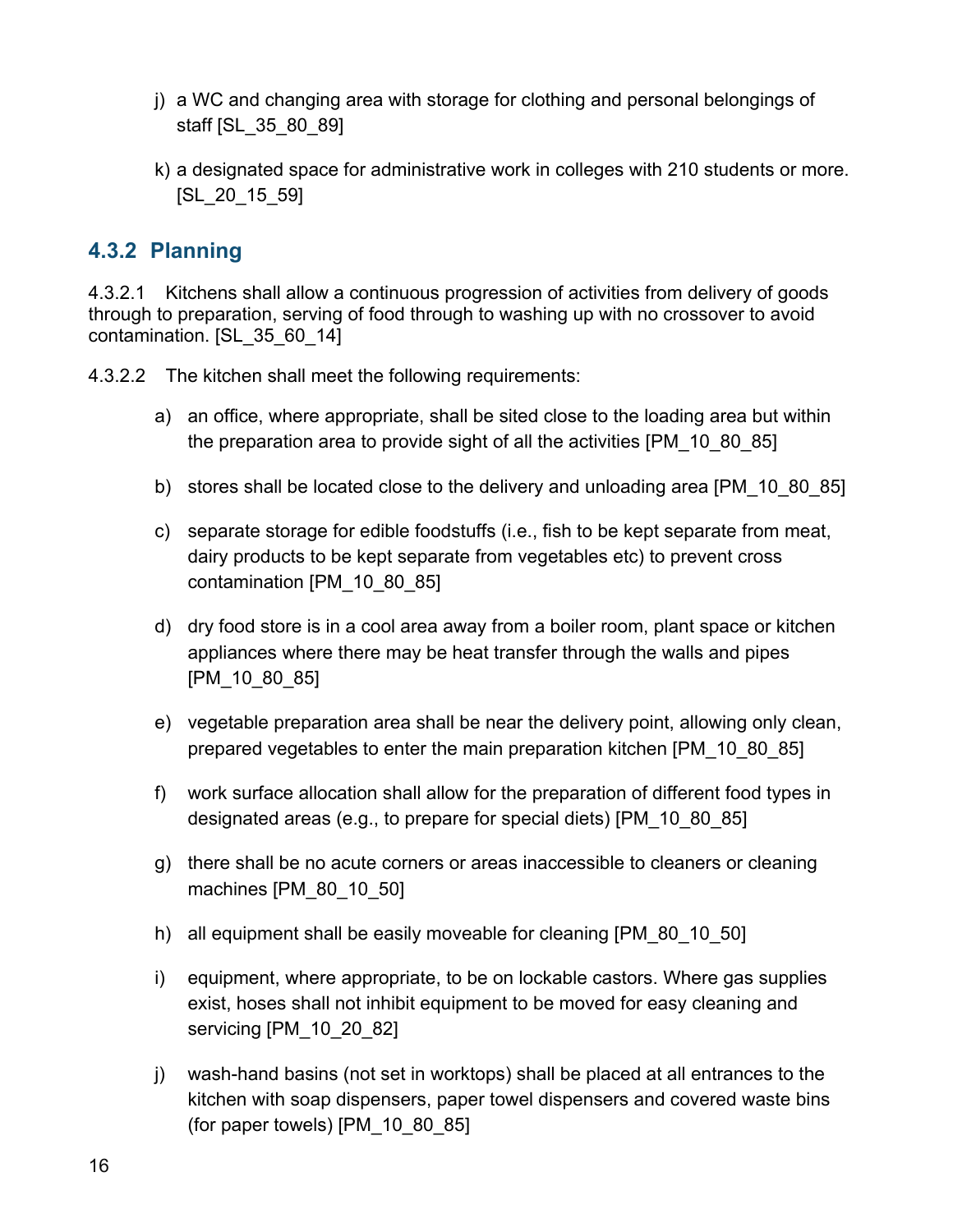j) a WC and changing area with storage for clothing and personal belongings of staff [SL_35_80_89]

k) a designated space for administrative work in colleges with 210 students or more. [SL_20_15_59]

### 4.3.2 Planning

4.3.2.1 Kitchens shall allow a continuous progression of activities from delivery of goods through to preparation, serving of food through to washing up with no crossover to avoid contamination. [SL_35_60_14]

4.3.2.2 The kitchen shall meet the following requirements:

a) an office, where appropriate, shall be sited close to the loading area but within the preparation area to provide sight of all the activities [PM_10_80_85]

b) stores shall be located close to the delivery and unloading area [PM_10_80_85]

c) separate storage for edible foodstuffs (i.e., fish to be kept separate from meat, dairy products to be kept separate from vegetables etc) to prevent cross contamination [PM_10_80_85]

d) dry food store is in a cool area away from a boiler room, plant space or kitchen appliances where there may be heat transfer through the walls and pipes [PM_10_80_85]

e) vegetable preparation area shall be near the delivery point, allowing only clean, prepared vegetables to enter the main preparation kitchen [PM_10_80_85]

f) work surface allocation shall allow for the preparation of different food types in designated areas (e.g., to prepare for special diets) [PM_10_80_85]

g) there shall be no acute corners or areas inaccessible to cleaners or cleaning machines [PM_80_10_50]

h) all equipment shall be easily moveable for cleaning [PM_80_10_50]

i) equipment, where appropriate, to be on lockable castors. Where gas supplies exist, hoses shall not inhibit equipment to be moved for easy cleaning and servicing [PM_10_20_82]

j) wash-hand basins (not set in worktops) shall be placed at all entrances to the kitchen with soap dispensers, paper towel dispensers and covered waste bins (for paper towels) [PM_10_80_85]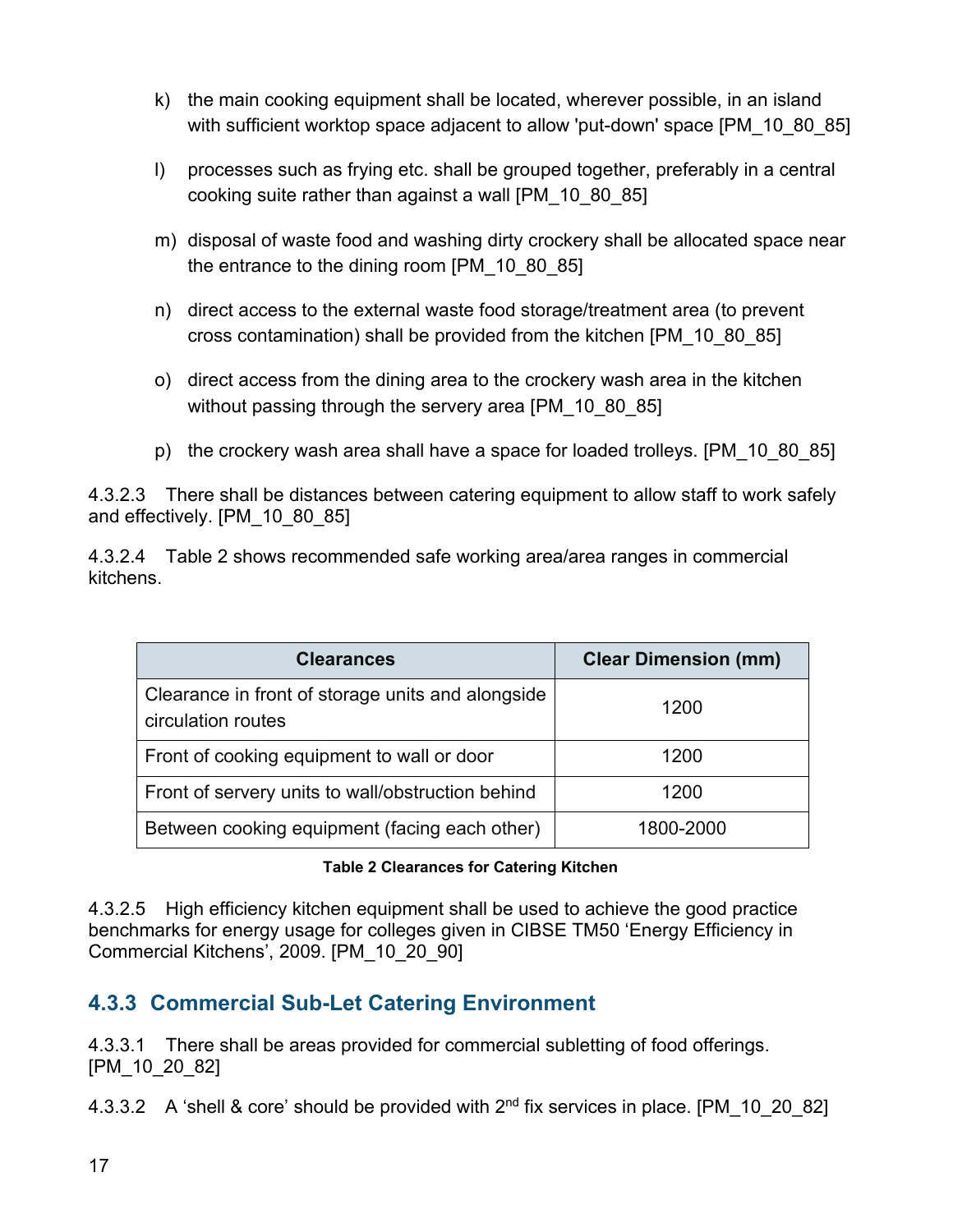k) the main cooking equipment shall be located, wherever possible, in an island with sufficient worktop space adjacent to allow 'put-down' space [PM_10_80_85]

l) processes such as frying etc. shall be grouped together, preferably in a central cooking suite rather than against a wall [PM_10_80_85]

m) disposal of waste food and washing dirty crockery shall be allocated space near the entrance to the dining room [PM_10_80_85]

n) direct access to the external waste food storage/treatment area (to prevent cross contamination) shall be provided from the kitchen [PM_10_80_85]

o) direct access from the dining area to the crockery wash area in the kitchen without passing through the servery area [PM_10_80_85]

p) the crockery wash area shall have a space for loaded trolleys. [PM_10_80_85]

4.3.2.3 There shall be distances between catering equipment to allow staff to work safely and effectively. [PM_10_80_85]

4.3.2.4 Table 2 shows recommended safe working area/area ranges in commercial kitchens.

| Clearances | Clear Dimension (mm) |
|---|---|
| Clearance in front of storage units and alongside circulation routes | 1200 |
| Front of cooking equipment to wall or door | 1200 |
| Front of servery units to wall/obstruction behind | 1200 |
| Between cooking equipment (facing each other) | 1800-2000 |

**Table 2 Clearances for Catering Kitchen**

4.3.2.5 High efficiency kitchen equipment shall be used to achieve the good practice benchmarks for energy usage for colleges given in CIBSE TM50 'Energy Efficiency in Commercial Kitchens', 2009. [PM_10_20_90]

### 4.3.3 Commercial Sub-Let Catering Environment

4.3.3.1 There shall be areas provided for commercial subletting of food offerings. [PM_10_20_82]

4.3.3.2 A 'shell & core' should be provided with 2nd fix services in place. [PM_10_20_82]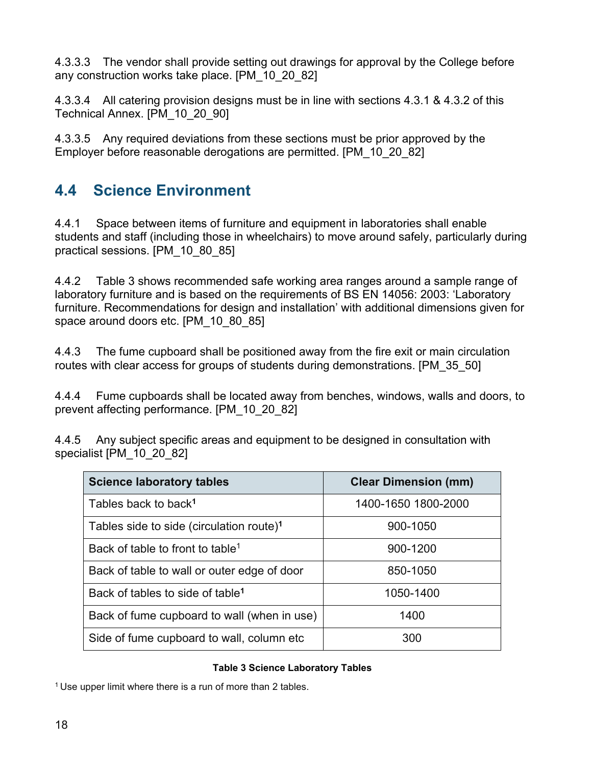4.3.3.3 The vendor shall provide setting out drawings for approval by the College before any construction works take place. [PM_10_20_82]

4.3.3.4 All catering provision designs must be in line with sections 4.3.1 & 4.3.2 of this Technical Annex. [PM_10_20_90]

4.3.3.5 Any required deviations from these sections must be prior approved by the Employer before reasonable derogations are permitted. [PM_10_20_82]

## 4.4 Science Environment

4.4.1 Space between items of furniture and equipment in laboratories shall enable students and staff (including those in wheelchairs) to move around safely, particularly during practical sessions. [PM_10_80_85]

4.4.2 Table 3 shows recommended safe working area ranges around a sample range of laboratory furniture and is based on the requirements of BS EN 14056: 2003: 'Laboratory furniture. Recommendations for design and installation' with additional dimensions given for space around doors etc. [PM_10_80_85]

4.4.3 The fume cupboard shall be positioned away from the fire exit or main circulation routes with clear access for groups of students during demonstrations. [PM_35_50]

4.4.4 Fume cupboards shall be located away from benches, windows, walls and doors, to prevent affecting performance. [PM_10_20_82]

4.4.5 Any subject specific areas and equipment to be designed in consultation with specialist [PM_10_20_82]

| Science laboratory tables | Clear Dimension (mm) |
|---|---|
| Tables back to back[1] | 1400-1650 1800-2000 |
| Tables side to side (circulation route)[1] | 900-1050 |
| Back of table to front to table[1] | 900-1200 |
| Back of table to wall or outer edge of door | 850-1050 |
| Back of tables to side of table[1] | 1050-1400 |
| Back of fume cupboard to wall (when in use) | 1400 |
| Side of fume cupboard to wall, column etc | 300 |

**Table 3 Science Laboratory Tables**

[1] Use upper limit where there is a run of more than 2 tables.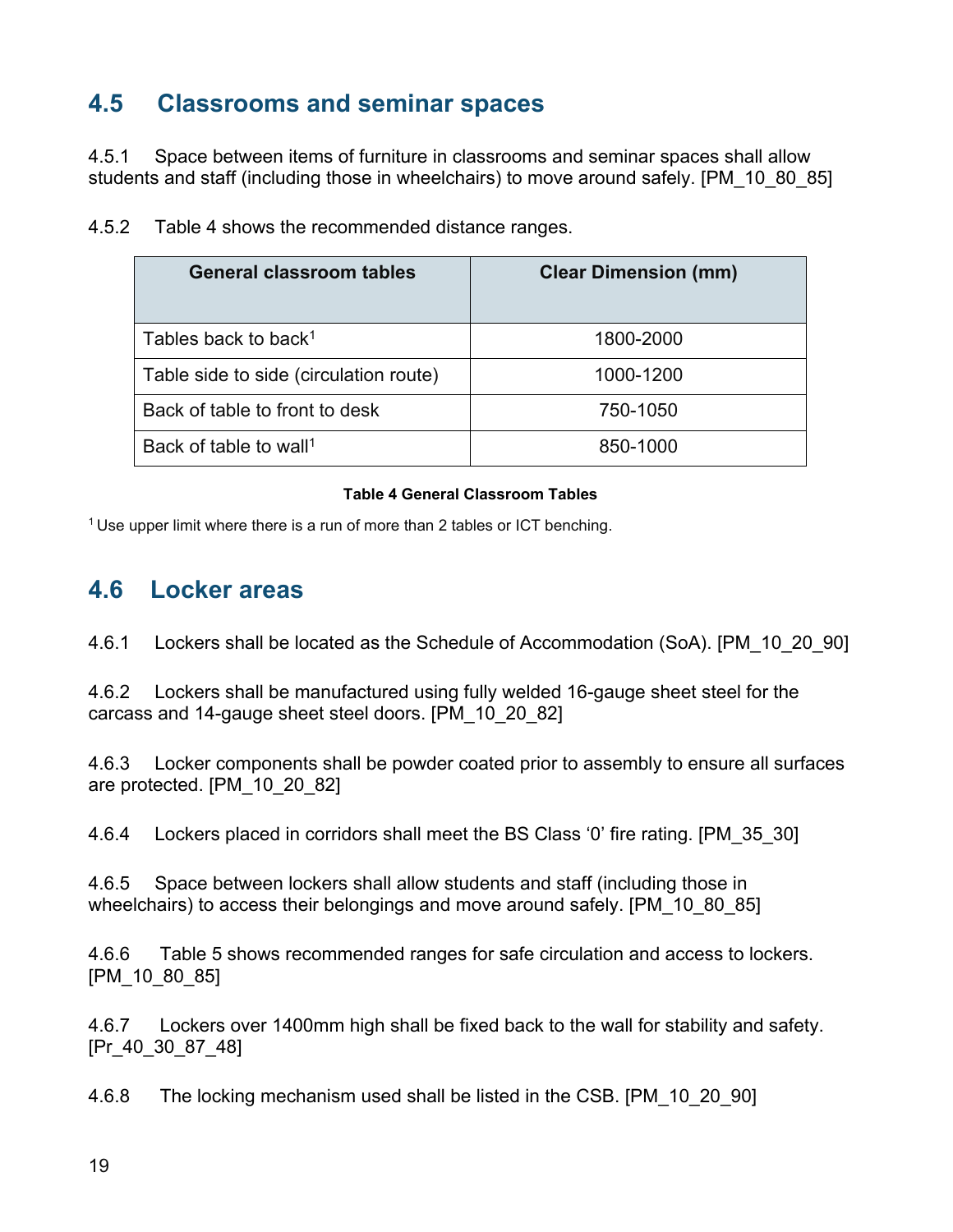## 4.5 Classrooms and seminar spaces

4.5.1 Space between items of furniture in classrooms and seminar spaces shall allow students and staff (including those in wheelchairs) to move around safely. [PM_10_80_85]

4.5.2 Table 4 shows the recommended distance ranges.

| General classroom tables | Clear Dimension (mm) |
|---|---|
| Tables back to back[1] | 1800-2000 |
| Table side to side (circulation route) | 1000-1200 |
| Back of table to front to desk | 750-1050 |
| Back of table to wall[1] | 850-1000 |

**Table 4 General Classroom Tables**

[1] Use upper limit where there is a run of more than 2 tables or ICT benching.

## 4.6 Locker areas

4.6.1 Lockers shall be located as the Schedule of Accommodation (SoA). [PM_10_20_90]

4.6.2 Lockers shall be manufactured using fully welded 16-gauge sheet steel for the carcass and 14-gauge sheet steel doors. [PM_10_20_82]

4.6.3 Locker components shall be powder coated prior to assembly to ensure all surfaces are protected. [PM_10_20_82]

4.6.4 Lockers placed in corridors shall meet the BS Class '0' fire rating. [PM_35_30]

4.6.5 Space between lockers shall allow students and staff (including those in wheelchairs) to access their belongings and move around safely. [PM_10_80_85]

4.6.6 Table 5 shows recommended ranges for safe circulation and access to lockers. [PM_10_80_85]

4.6.7 Lockers over 1400mm high shall be fixed back to the wall for stability and safety. [Pr_40_30_87_48]

4.6.8 The locking mechanism used shall be listed in the CSB. [PM_10_20_90]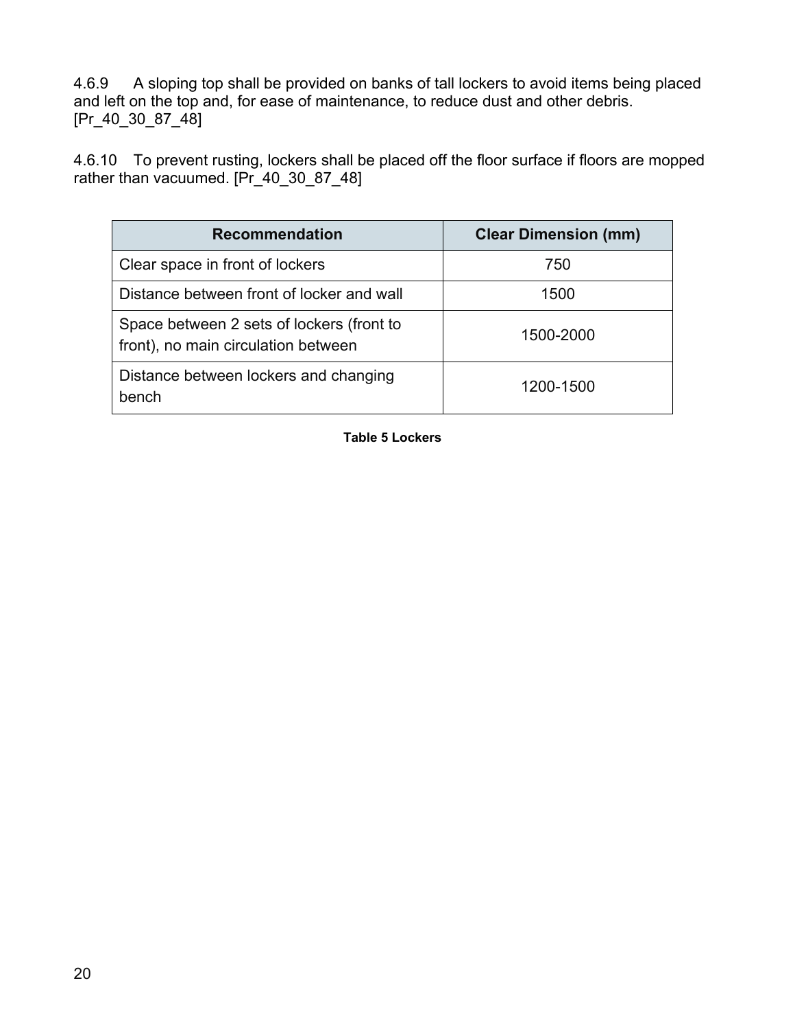4.6.9 A sloping top shall be provided on banks of tall lockers to avoid items being placed and left on the top and, for ease of maintenance, to reduce dust and other debris. [Pr_40_30_87_48]

4.6.10 To prevent rusting, lockers shall be placed off the floor surface if floors are mopped rather than vacuumed. [Pr_40_30_87_48]

| Recommendation | Clear Dimension (mm) |
| --- | --- |
| Clear space in front of lockers | 750 |
| Distance between front of locker and wall | 1500 |
| Space between 2 sets of lockers (front to front), no main circulation between | 1500-2000 |
| Distance between lockers and changing bench | 1200-1500 |

**Table 5 Lockers**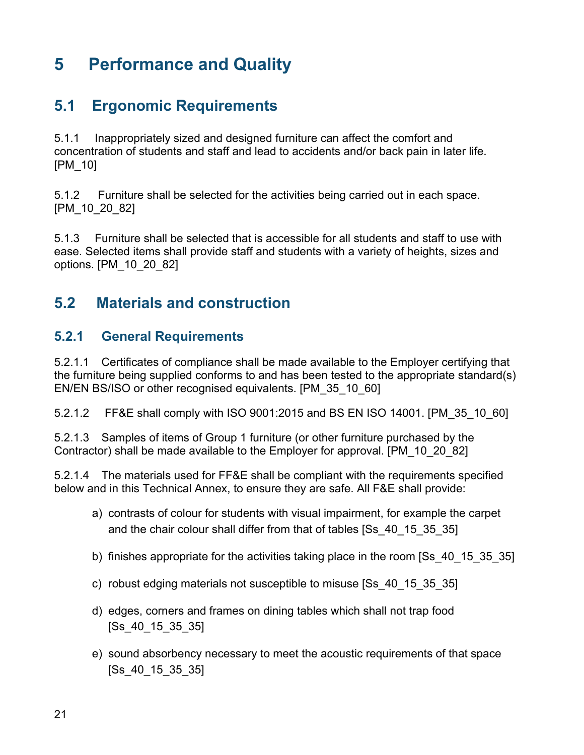# 5 Performance and Quality

## 5.1 Ergonomic Requirements

5.1.1 Inappropriately sized and designed furniture can affect the comfort and concentration of students and staff and lead to accidents and/or back pain in later life. [PM_10]

5.1.2 Furniture shall be selected for the activities being carried out in each space. [PM_10_20_82]

5.1.3 Furniture shall be selected that is accessible for all students and staff to use with ease. Selected items shall provide staff and students with a variety of heights, sizes and options. [PM_10_20_82]

## 5.2 Materials and construction

### 5.2.1 General Requirements

5.2.1.1 Certificates of compliance shall be made available to the Employer certifying that the furniture being supplied conforms to and has been tested to the appropriate standard(s) EN/EN BS/ISO or other recognised equivalents. [PM_35_10_60]

5.2.1.2 FF&E shall comply with ISO 9001:2015 and BS EN ISO 14001. [PM_35_10_60]

5.2.1.3 Samples of items of Group 1 furniture (or other furniture purchased by the Contractor) shall be made available to the Employer for approval. [PM_10_20_82]

5.2.1.4 The materials used for FF&E shall be compliant with the requirements specified below and in this Technical Annex, to ensure they are safe. All F&E shall provide:

a) contrasts of colour for students with visual impairment, for example the carpet and the chair colour shall differ from that of tables [Ss_40_15_35_35]

b) finishes appropriate for the activities taking place in the room [Ss_40_15_35_35]

c) robust edging materials not susceptible to misuse [Ss_40_15_35_35]

d) edges, corners and frames on dining tables which shall not trap food [Ss_40_15_35_35]

e) sound absorbency necessary to meet the acoustic requirements of that space [Ss_40_15_35_35]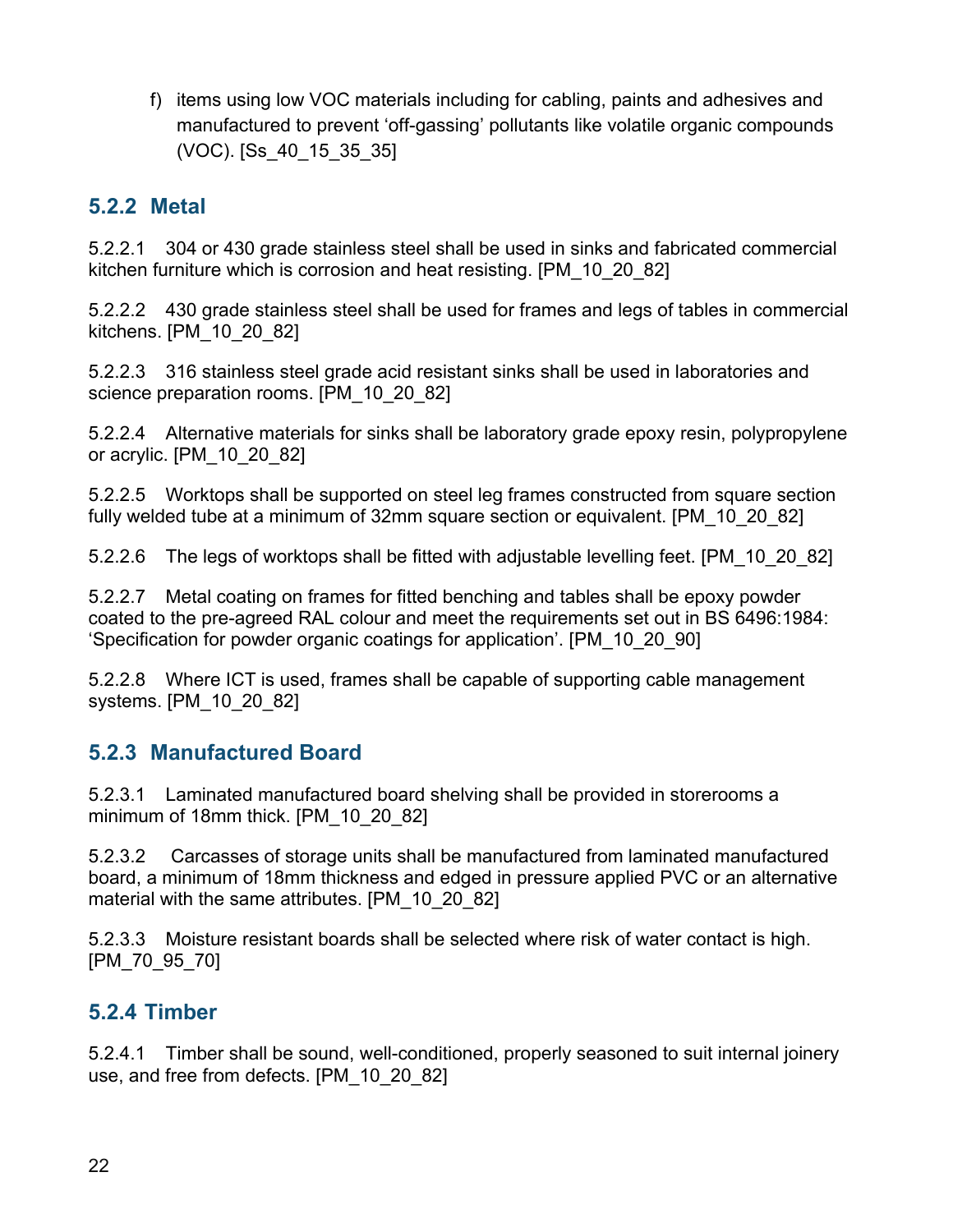f) items using low VOC materials including for cabling, paints and adhesives and manufactured to prevent 'off-gassing' pollutants like volatile organic compounds (VOC). [Ss_40_15_35_35]

### 5.2.2 Metal

5.2.2.1 304 or 430 grade stainless steel shall be used in sinks and fabricated commercial kitchen furniture which is corrosion and heat resisting. [PM_10_20_82]

5.2.2.2 430 grade stainless steel shall be used for frames and legs of tables in commercial kitchens. [PM_10_20_82]

5.2.2.3 316 stainless steel grade acid resistant sinks shall be used in laboratories and science preparation rooms. [PM_10_20_82]

5.2.2.4 Alternative materials for sinks shall be laboratory grade epoxy resin, polypropylene or acrylic. [PM_10_20_82]

5.2.2.5 Worktops shall be supported on steel leg frames constructed from square section fully welded tube at a minimum of 32mm square section or equivalent. [PM_10_20_82]

5.2.2.6 The legs of worktops shall be fitted with adjustable levelling feet. [PM_10_20_82]

5.2.2.7 Metal coating on frames for fitted benching and tables shall be epoxy powder coated to the pre-agreed RAL colour and meet the requirements set out in BS 6496:1984: 'Specification for powder organic coatings for application'. [PM_10_20_90]

5.2.2.8 Where ICT is used, frames shall be capable of supporting cable management systems. [PM_10_20_82]

### 5.2.3 Manufactured Board

5.2.3.1 Laminated manufactured board shelving shall be provided in storerooms a minimum of 18mm thick. [PM_10_20_82]

5.2.3.2 Carcasses of storage units shall be manufactured from laminated manufactured board, a minimum of 18mm thickness and edged in pressure applied PVC or an alternative material with the same attributes. [PM_10_20_82]

5.2.3.3 Moisture resistant boards shall be selected where risk of water contact is high. [PM_70_95_70]

### 5.2.4 Timber

5.2.4.1 Timber shall be sound, well-conditioned, properly seasoned to suit internal joinery use, and free from defects. [PM_10_20_82]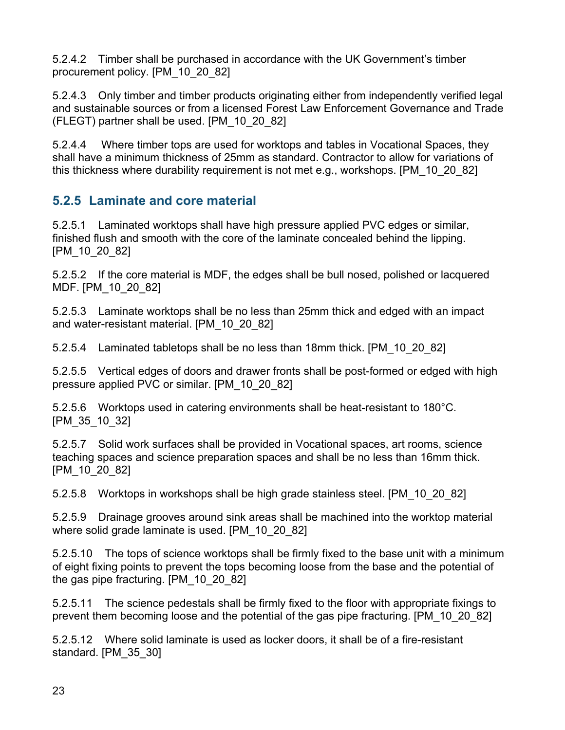5.2.4.2 Timber shall be purchased in accordance with the UK Government's timber procurement policy. [PM_10_20_82]

5.2.4.3 Only timber and timber products originating either from independently verified legal and sustainable sources or from a licensed Forest Law Enforcement Governance and Trade (FLEGT) partner shall be used. [PM_10_20_82]

5.2.4.4 Where timber tops are used for worktops and tables in Vocational Spaces, they shall have a minimum thickness of 25mm as standard. Contractor to allow for variations of this thickness where durability requirement is not met e.g., workshops. [PM_10_20_82]

### 5.2.5 Laminate and core material

5.2.5.1 Laminated worktops shall have high pressure applied PVC edges or similar, finished flush and smooth with the core of the laminate concealed behind the lipping. [PM_10_20_82]

5.2.5.2 If the core material is MDF, the edges shall be bull nosed, polished or lacquered MDF. [PM_10_20_82]

5.2.5.3 Laminate worktops shall be no less than 25mm thick and edged with an impact and water-resistant material. [PM_10_20_82]

5.2.5.4 Laminated tabletops shall be no less than 18mm thick. [PM_10_20_82]

5.2.5.5 Vertical edges of doors and drawer fronts shall be post-formed or edged with high pressure applied PVC or similar. [PM_10_20_82]

5.2.5.6 Worktops used in catering environments shall be heat-resistant to 180°C. [PM_35_10_32]

5.2.5.7 Solid work surfaces shall be provided in Vocational spaces, art rooms, science teaching spaces and science preparation spaces and shall be no less than 16mm thick. [PM_10_20_82]

5.2.5.8 Worktops in workshops shall be high grade stainless steel. [PM_10_20_82]

5.2.5.9 Drainage grooves around sink areas shall be machined into the worktop material where solid grade laminate is used. [PM_10_20_82]

5.2.5.10 The tops of science worktops shall be firmly fixed to the base unit with a minimum of eight fixing points to prevent the tops becoming loose from the base and the potential of the gas pipe fracturing. [PM_10_20_82]

5.2.5.11 The science pedestals shall be firmly fixed to the floor with appropriate fixings to prevent them becoming loose and the potential of the gas pipe fracturing. [PM_10_20_82]

5.2.5.12 Where solid laminate is used as locker doors, it shall be of a fire-resistant standard. [PM_35_30]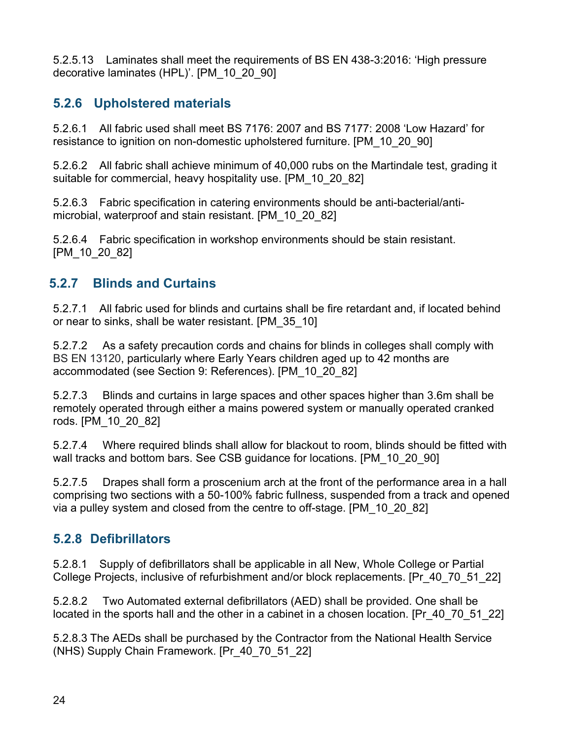5.2.5.13 Laminates shall meet the requirements of BS EN 438-3:2016: 'High pressure decorative laminates (HPL)'. [PM_10_20_90]

### 5.2.6 Upholstered materials

5.2.6.1 All fabric used shall meet BS 7176: 2007 and BS 7177: 2008 'Low Hazard' for resistance to ignition on non-domestic upholstered furniture. [PM_10_20_90]

5.2.6.2 All fabric shall achieve minimum of 40,000 rubs on the Martindale test, grading it suitable for commercial, heavy hospitality use. [PM_10_20_82]

5.2.6.3 Fabric specification in catering environments should be anti-bacterial/anti-microbial, waterproof and stain resistant. [PM_10_20_82]

5.2.6.4 Fabric specification in workshop environments should be stain resistant. [PM_10_20_82]

### 5.2.7 Blinds and Curtains

5.2.7.1 All fabric used for blinds and curtains shall be fire retardant and, if located behind or near to sinks, shall be water resistant. [PM_35_10]

5.2.7.2 As a safety precaution cords and chains for blinds in colleges shall comply with BS EN 13120, particularly where Early Years children aged up to 42 months are accommodated (see Section 9: References). [PM_10_20_82]

5.2.7.3 Blinds and curtains in large spaces and other spaces higher than 3.6m shall be remotely operated through either a mains powered system or manually operated cranked rods. [PM_10_20_82]

5.2.7.4 Where required blinds shall allow for blackout to room, blinds should be fitted with wall tracks and bottom bars. See CSB guidance for locations. [PM_10_20_90]

5.2.7.5 Drapes shall form a proscenium arch at the front of the performance area in a hall comprising two sections with a 50-100% fabric fullness, suspended from a track and opened via a pulley system and closed from the centre to off-stage. [PM_10_20_82]

### 5.2.8 Defibrillators

5.2.8.1 Supply of defibrillators shall be applicable in all New, Whole College or Partial College Projects, inclusive of refurbishment and/or block replacements. [Pr_40_70_51_22]

5.2.8.2 Two Automated external defibrillators (AED) shall be provided. One shall be located in the sports hall and the other in a cabinet in a chosen location. [Pr_40_70_51_22]

5.2.8.3 The AEDs shall be purchased by the Contractor from the National Health Service (NHS) Supply Chain Framework. [Pr_40_70_51_22]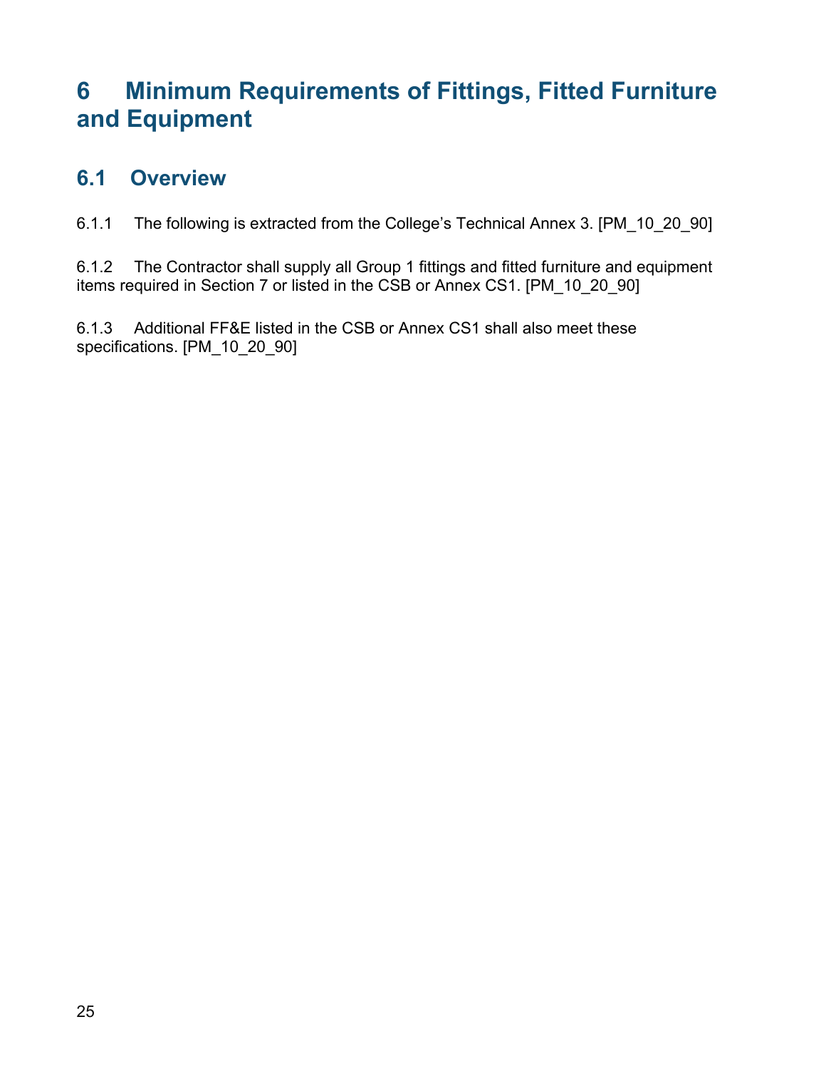# 6 Minimum Requirements of Fittings, Fitted Furniture and Equipment

## 6.1 Overview

6.1.1 The following is extracted from the College's Technical Annex 3. [PM_10_20_90]

6.1.2 The Contractor shall supply all Group 1 fittings and fitted furniture and equipment items required in Section 7 or listed in the CSB or Annex CS1. [PM_10_20_90]

6.1.3 Additional FF&E listed in the CSB or Annex CS1 shall also meet these specifications. [PM_10_20_90]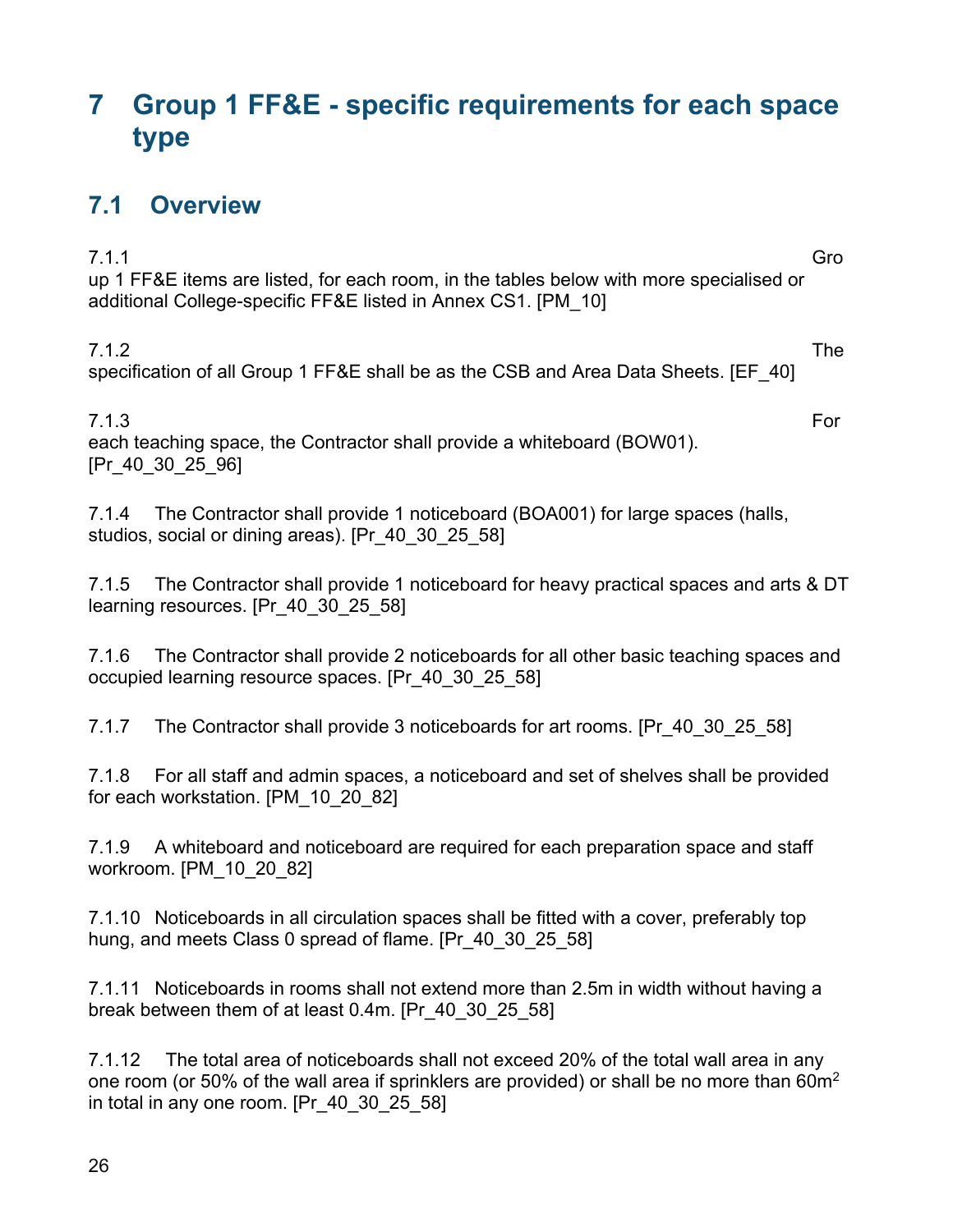# 7 Group 1 FF&E - specific requirements for each space type

## 7.1 Overview

7.1.1 Group 1 FF&E items are listed, for each room, in the tables below with more specialised or additional College-specific FF&E listed in Annex CS1. [PM_10]

7.1.2 The specification of all Group 1 FF&E shall be as the CSB and Area Data Sheets. [EF_40]

7.1.3 For each teaching space, the Contractor shall provide a whiteboard (BOW01). [Pr_40_30_25_96]

7.1.4 The Contractor shall provide 1 noticeboard (BOA001) for large spaces (halls, studios, social or dining areas). [Pr_40_30_25_58]

7.1.5 The Contractor shall provide 1 noticeboard for heavy practical spaces and arts & DT learning resources. [Pr_40_30_25_58]

7.1.6 The Contractor shall provide 2 noticeboards for all other basic teaching spaces and occupied learning resource spaces. [Pr_40_30_25_58]

7.1.7 The Contractor shall provide 3 noticeboards for art rooms. [Pr_40_30_25_58]

7.1.8 For all staff and admin spaces, a noticeboard and set of shelves shall be provided for each workstation. [PM_10_20_82]

7.1.9 A whiteboard and noticeboard are required for each preparation space and staff workroom. [PM_10_20_82]

7.1.10 Noticeboards in all circulation spaces shall be fitted with a cover, preferably top hung, and meets Class 0 spread of flame. [Pr_40_30_25_58]

7.1.11 Noticeboards in rooms shall not extend more than 2.5m in width without having a break between them of at least 0.4m. [Pr_40_30_25_58]

7.1.12 The total area of noticeboards shall not exceed 20% of the total wall area in any one room (or 50% of the wall area if sprinklers are provided) or shall be no more than 60m$^2$ in total in any one room. [Pr_40_30_25_58]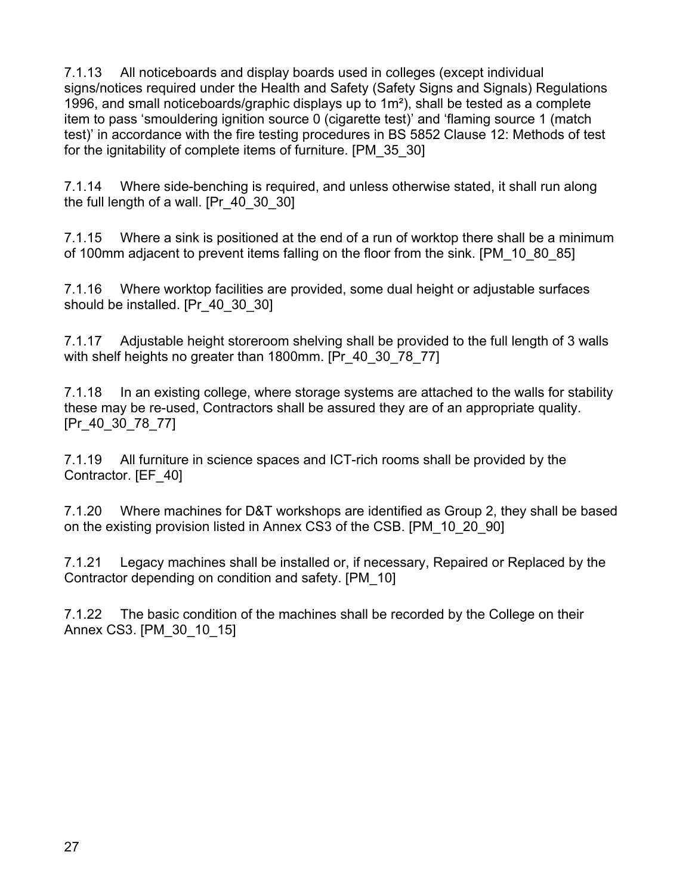7.1.13 All noticeboards and display boards used in colleges (except individual signs/notices required under the Health and Safety (Safety Signs and Signals) Regulations 1996, and small noticeboards/graphic displays up to 1m²), shall be tested as a complete item to pass 'smouldering ignition source 0 (cigarette test)' and 'flaming source 1 (match test)' in accordance with the fire testing procedures in BS 5852 Clause 12: Methods of test for the ignitability of complete items of furniture. [PM_35_30]

7.1.14 Where side-benching is required, and unless otherwise stated, it shall run along the full length of a wall. [Pr_40_30_30]

7.1.15 Where a sink is positioned at the end of a run of worktop there shall be a minimum of 100mm adjacent to prevent items falling on the floor from the sink. [PM_10_80_85]

7.1.16 Where worktop facilities are provided, some dual height or adjustable surfaces should be installed. [Pr_40_30_30]

7.1.17 Adjustable height storeroom shelving shall be provided to the full length of 3 walls with shelf heights no greater than 1800mm. [Pr_40_30_78_77]

7.1.18 In an existing college, where storage systems are attached to the walls for stability these may be re-used, Contractors shall be assured they are of an appropriate quality. [Pr_40_30_78_77]

7.1.19 All furniture in science spaces and ICT-rich rooms shall be provided by the Contractor. [EF_40]

7.1.20 Where machines for D&T workshops are identified as Group 2, they shall be based on the existing provision listed in Annex CS3 of the CSB. [PM_10_20_90]

7.1.21 Legacy machines shall be installed or, if necessary, Repaired or Replaced by the Contractor depending on condition and safety. [PM_10]

7.1.22 The basic condition of the machines shall be recorded by the College on their Annex CS3. [PM_30_10_15]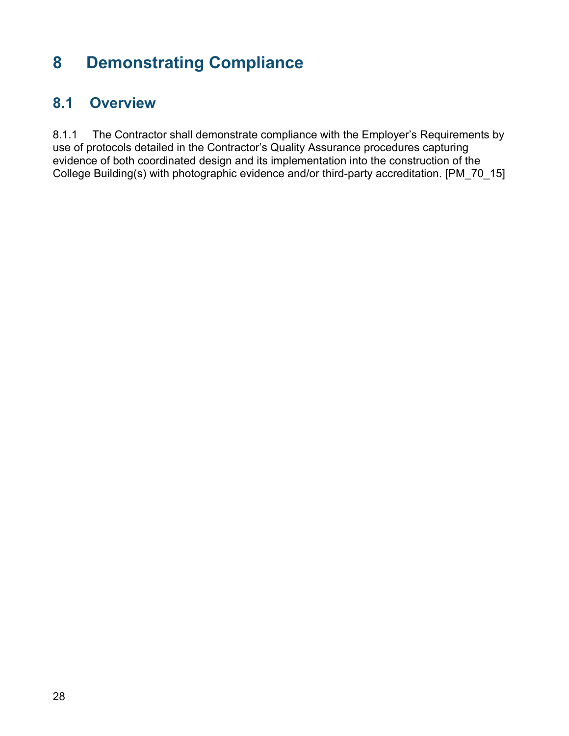# 8 Demonstrating Compliance

## 8.1 Overview

8.1.1 The Contractor shall demonstrate compliance with the Employer's Requirements by use of protocols detailed in the Contractor's Quality Assurance procedures capturing evidence of both coordinated design and its implementation into the construction of the College Building(s) with photographic evidence and/or third-party accreditation. [PM_70_15]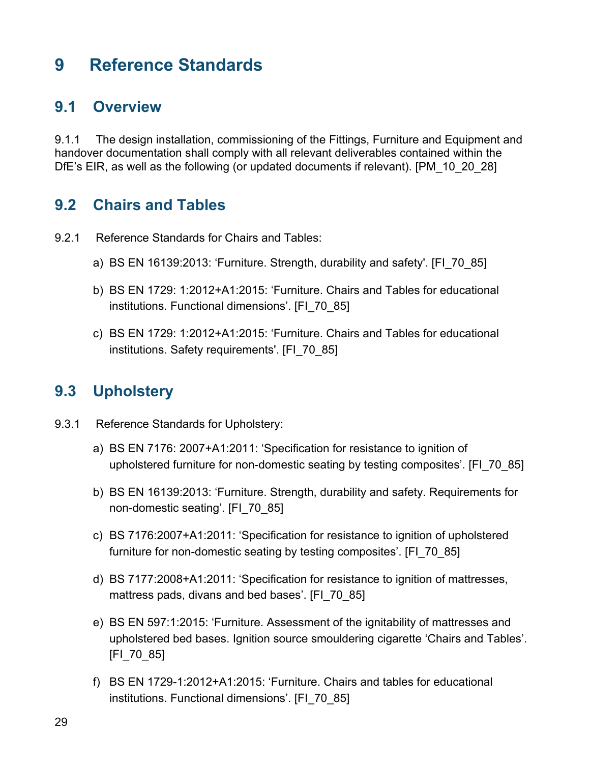# 9 Reference Standards

## 9.1 Overview

9.1.1 The design installation, commissioning of the Fittings, Furniture and Equipment and handover documentation shall comply with all relevant deliverables contained within the DfE's EIR, as well as the following (or updated documents if relevant). [PM_10_20_28]

## 9.2 Chairs and Tables

9.2.1 Reference Standards for Chairs and Tables:

a) BS EN 16139:2013: 'Furniture. Strength, durability and safety'. [FI_70_85]

b) BS EN 1729: 1:2012+A1:2015: 'Furniture. Chairs and Tables for educational institutions. Functional dimensions'. [FI_70_85]

c) BS EN 1729: 1:2012+A1:2015: 'Furniture. Chairs and Tables for educational institutions. Safety requirements'. [FI_70_85]

## 9.3 Upholstery

9.3.1 Reference Standards for Upholstery:

a) BS EN 7176: 2007+A1:2011: 'Specification for resistance to ignition of upholstered furniture for non-domestic seating by testing composites'. [FI_70_85]

b) BS EN 16139:2013: 'Furniture. Strength, durability and safety. Requirements for non-domestic seating'. [FI_70_85]

c) BS 7176:2007+A1:2011: 'Specification for resistance to ignition of upholstered furniture for non-domestic seating by testing composites'. [FI_70_85]

d) BS 7177:2008+A1:2011: 'Specification for resistance to ignition of mattresses, mattress pads, divans and bed bases'. [FI_70_85]

e) BS EN 597:1:2015: 'Furniture. Assessment of the ignitability of mattresses and upholstered bed bases. Ignition source smouldering cigarette 'Chairs and Tables'. [FI_70_85]

f) BS EN 1729-1:2012+A1:2015: 'Furniture. Chairs and tables for educational institutions. Functional dimensions'. [FI_70_85]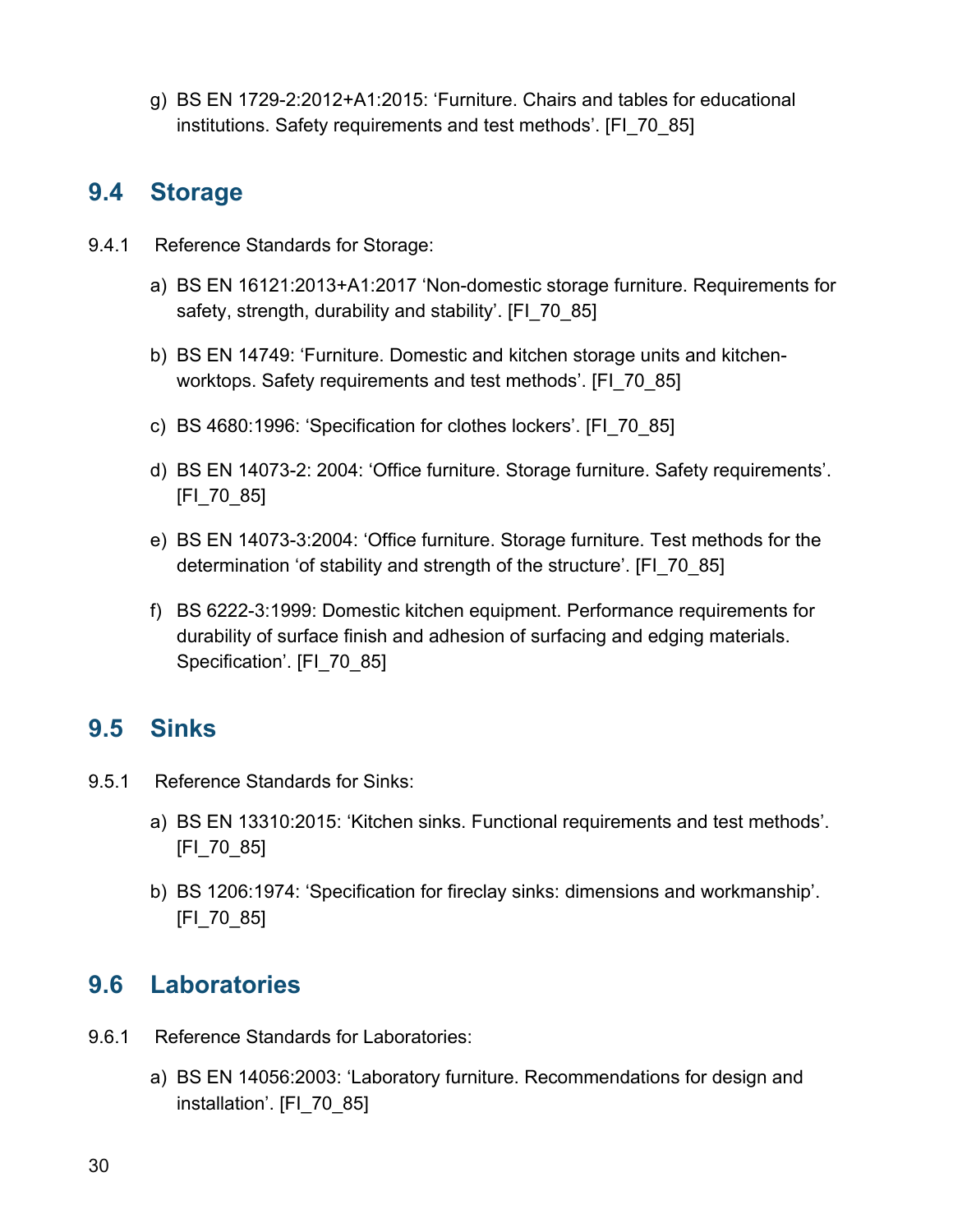g) BS EN 1729-2:2012+A1:2015: ‘Furniture. Chairs and tables for educational institutions. Safety requirements and test methods’. [FI_70_85]

## 9.4 Storage

9.4.1 Reference Standards for Storage:

a) BS EN 16121:2013+A1:2017 ‘Non-domestic storage furniture. Requirements for safety, strength, durability and stability’. [FI_70_85]

b) BS EN 14749: ‘Furniture. Domestic and kitchen storage units and kitchen-worktops. Safety requirements and test methods’. [FI_70_85]

c) BS 4680:1996: ‘Specification for clothes lockers’. [FI_70_85]

d) BS EN 14073-2: 2004: ‘Office furniture. Storage furniture. Safety requirements’. [FI_70_85]

e) BS EN 14073-3:2004: ‘Office furniture. Storage furniture. Test methods for the determination ‘of stability and strength of the structure’. [FI_70_85]

f) BS 6222-3:1999: Domestic kitchen equipment. Performance requirements for durability of surface finish and adhesion of surfacing and edging materials. Specification’. [FI_70_85]

## 9.5 Sinks

9.5.1 Reference Standards for Sinks:

a) BS EN 13310:2015: ‘Kitchen sinks. Functional requirements and test methods’. [FI_70_85]

b) BS 1206:1974: ‘Specification for fireclay sinks: dimensions and workmanship’. [FI_70_85]

## 9.6 Laboratories

9.6.1 Reference Standards for Laboratories:

a) BS EN 14056:2003: ‘Laboratory furniture. Recommendations for design and installation’. [FI_70_85]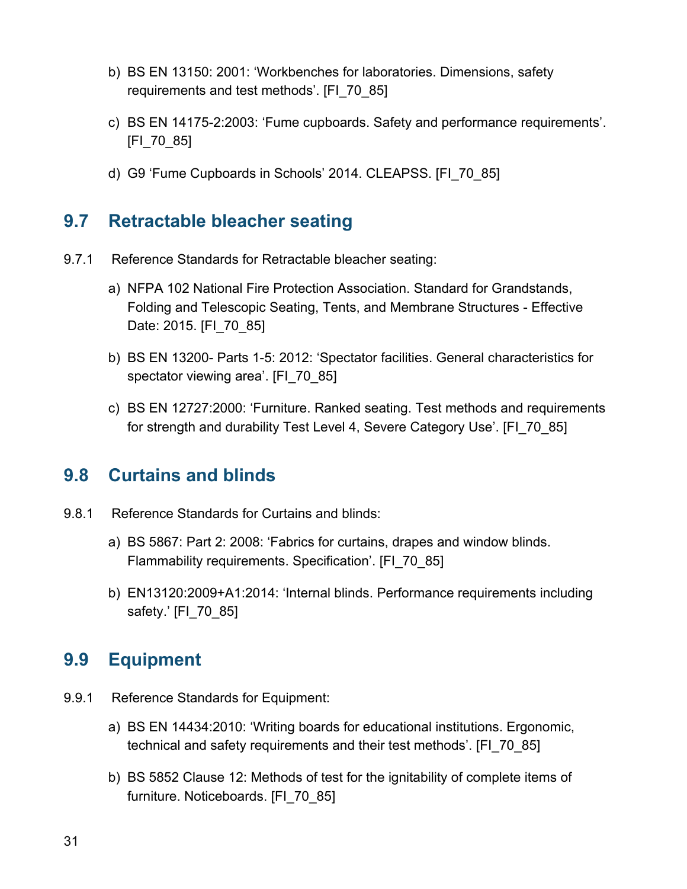b) BS EN 13150: 2001: 'Workbenches for laboratories. Dimensions, safety requirements and test methods'. [FI_70_85]

c) BS EN 14175-2:2003: 'Fume cupboards. Safety and performance requirements'. [FI_70_85]

d) G9 'Fume Cupboards in Schools' 2014. CLEAPSS. [FI_70_85]

## 9.7 Retractable bleacher seating

9.7.1 Reference Standards for Retractable bleacher seating:

a) NFPA 102 National Fire Protection Association. Standard for Grandstands, Folding and Telescopic Seating, Tents, and Membrane Structures - Effective Date: 2015. [FI_70_85]

b) BS EN 13200- Parts 1-5: 2012: 'Spectator facilities. General characteristics for spectator viewing area'. [FI_70_85]

c) BS EN 12727:2000: 'Furniture. Ranked seating. Test methods and requirements for strength and durability Test Level 4, Severe Category Use'. [FI_70_85]

## 9.8 Curtains and blinds

9.8.1 Reference Standards for Curtains and blinds:

a) BS 5867: Part 2: 2008: 'Fabrics for curtains, drapes and window blinds. Flammability requirements. Specification'. [FI_70_85]

b) EN13120:2009+A1:2014: 'Internal blinds. Performance requirements including safety.' [FI_70_85]

## 9.9 Equipment

9.9.1 Reference Standards for Equipment:

a) BS EN 14434:2010: 'Writing boards for educational institutions. Ergonomic, technical and safety requirements and their test methods'. [FI_70_85]

b) BS 5852 Clause 12: Methods of test for the ignitability of complete items of furniture. Noticeboards. [FI_70_85]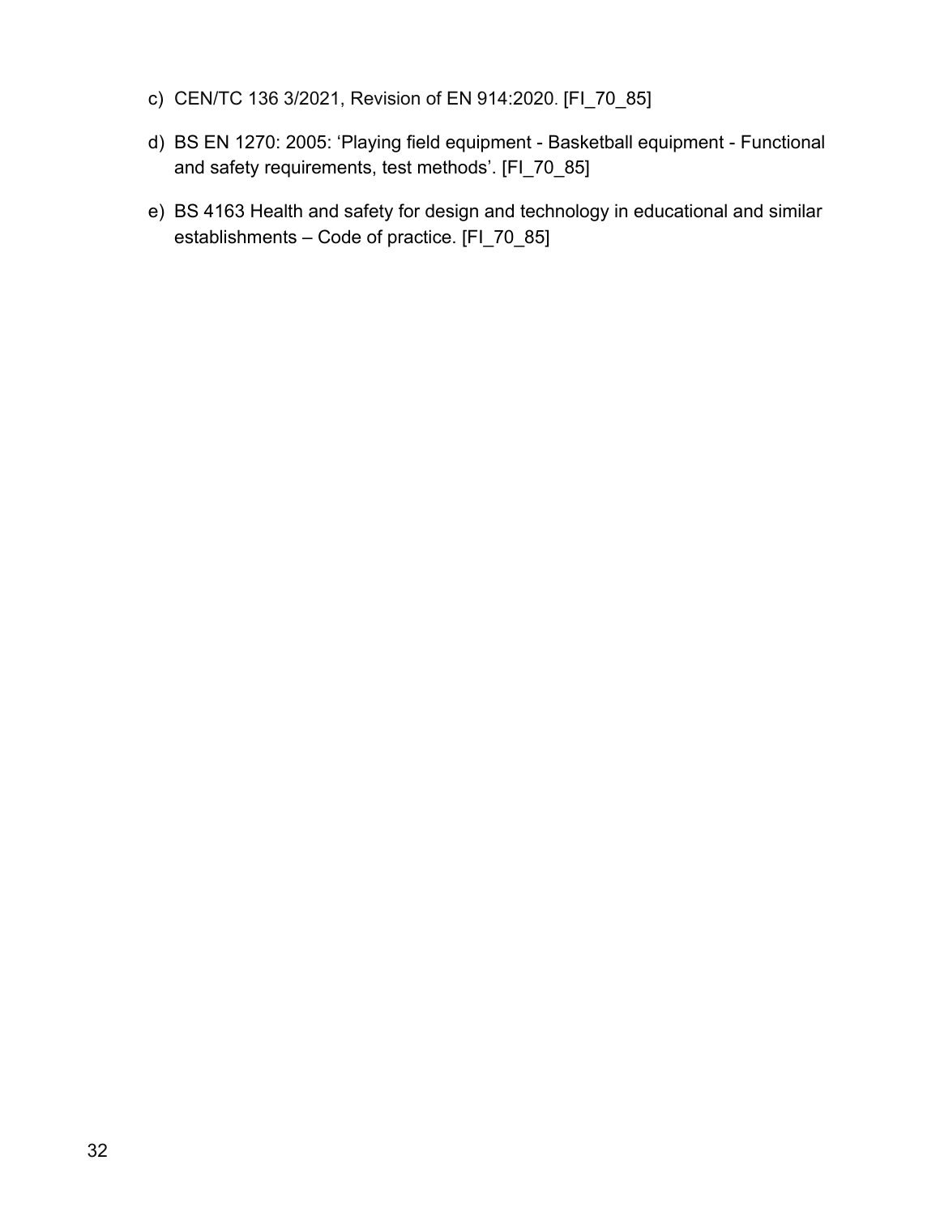c) CEN/TC 136 3/2021, Revision of EN 914:2020. [FI_70_85]

d) BS EN 1270: 2005: 'Playing field equipment - Basketball equipment - Functional and safety requirements, test methods'. [FI_70_85]

e) BS 4163 Health and safety for design and technology in educational and similar establishments – Code of practice. [FI_70_85]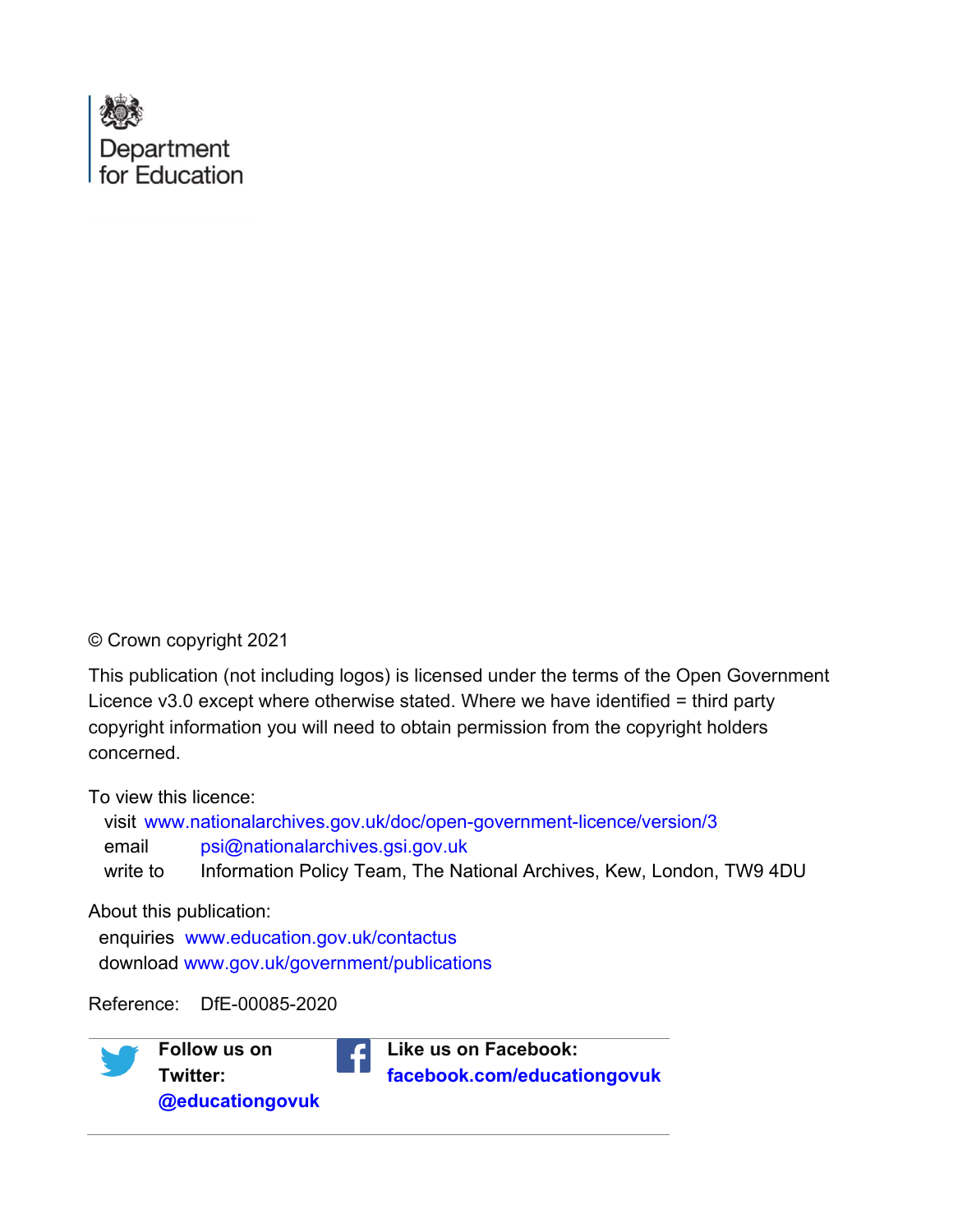Department for Education

© Crown copyright 2021

This publication (not including logos) is licensed under the terms of the Open Government Licence v3.0 except where otherwise stated. Where we have identified = third party copyright information you will need to obtain permission from the copyright holders concerned.

To view this licence:
visit www.nationalarchives.gov.uk/doc/open-government-licence/version/3
email psi@nationalarchives.gsi.gov.uk
write to Information Policy Team, The National Archives, Kew, London, TW9 4DU

About this publication:
enquiries www.education.gov.uk/contactus
download www.gov.uk/government/publications

Reference: DfE-00085-2020

**Follow us on Twitter:** **@educationgovuk**

**Like us on Facebook:** **facebook.com/educationgovuk**